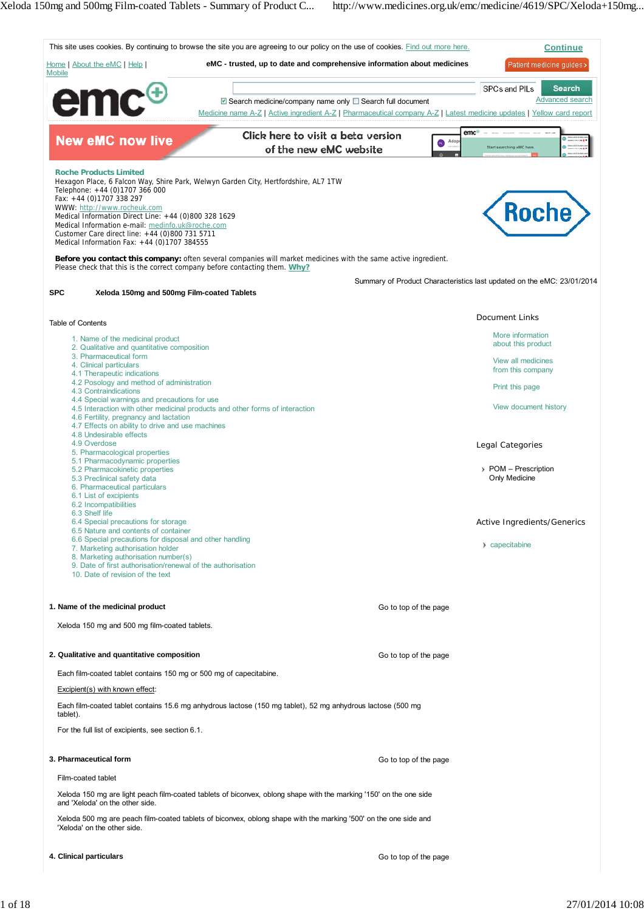This site uses cookies. By continuing to browse the site you are agreeing to our policy on the use of cookies. Find out more here. Continue

Home | About the eMC | Help | Mobile

eMC - trusted, up to date and comprehensive information about medicines

Patient medicine guides >

SPCs and PILs Search

Advanced search

Search medicine/company name only Search full document

Medicine name A-Z | Active ingredient A-Z | Pharmaceutical company A-Z | Latest medicine updates | Yellow card report

New eMC now live — Click here to visit a beta version of the new eMC website

**Roche Products Limited**
Hexagon Place, 6 Falcon Way, Shire Park, Welwyn Garden City, Hertfordshire, AL7 1TW
Telephone: +44 (0)1707 366 000
Fax: +44 (0)1707 338 297
WWW: http://www.rocheuk.com
Medical Information Direct Line: +44 (0)800 328 1629
Medical Information e-mail: medinfo.uk@roche.com
Customer Care direct line: +44 (0)800 731 5711
Medical Information Fax: +44 (0)1707 384555

**Before you contact this company:** often several companies will market medicines with the same active ingredient. Please check that this is the correct company before contacting them. Why?

Summary of Product Characteristics last updated on the eMC: 23/01/2014

**SPC Xeloda 150mg and 500mg Film-coated Tablets**

Table of Contents

1. Name of the medicinal product
2. Qualitative and quantitative composition
3. Pharmaceutical form
4. Clinical particulars
4.1 Therapeutic indications
4.2 Posology and method of administration
4.3 Contraindications
4.4 Special warnings and precautions for use
4.5 Interaction with other medicinal products and other forms of interaction
4.6 Fertility, pregnancy and lactation
4.7 Effects on ability to drive and use machines
4.8 Undesirable effects
4.9 Overdose
5. Pharmacological properties
5.1 Pharmacodynamic properties
5.2 Pharmacokinetic properties
5.3 Preclinical safety data
6. Pharmaceutical particulars
6.1 List of excipients
6.2 Incompatibilities
6.3 Shelf life
6.4 Special precautions for storage
6.5 Nature and contents of container
6.6 Special precautions for disposal and other handling
7. Marketing authorisation holder
8. Marketing authorisation number(s)
9. Date of first authorisation/renewal of the authorisation
10. Date of revision of the text

Document Links

- More information about this product
- View all medicines from this company
- Print this page
- View document history

Legal Categories

- POM – Prescription Only Medicine

Active Ingredients/Generics

- capecitabine

## 1. Name of the medicinal product

Go to top of the page

Xeloda 150 mg and 500 mg film-coated tablets.

## 2. Qualitative and quantitative composition

Go to top of the page

Each film-coated tablet contains 150 mg or 500 mg of capecitabine.

Excipient(s) with known effect:

Each film-coated tablet contains 15.6 mg anhydrous lactose (150 mg tablet), 52 mg anhydrous lactose (500 mg tablet).

For the full list of excipients, see section 6.1.

## 3. Pharmaceutical form

Go to top of the page

Film-coated tablet

Xeloda 150 mg are light peach film-coated tablets of biconvex, oblong shape with the marking '150' on the one side and 'Xeloda' on the other side.

Xeloda 500 mg are peach film-coated tablets of biconvex, oblong shape with the marking '500' on the one side and 'Xeloda' on the other side.

## 4. Clinical particulars

Go to top of the page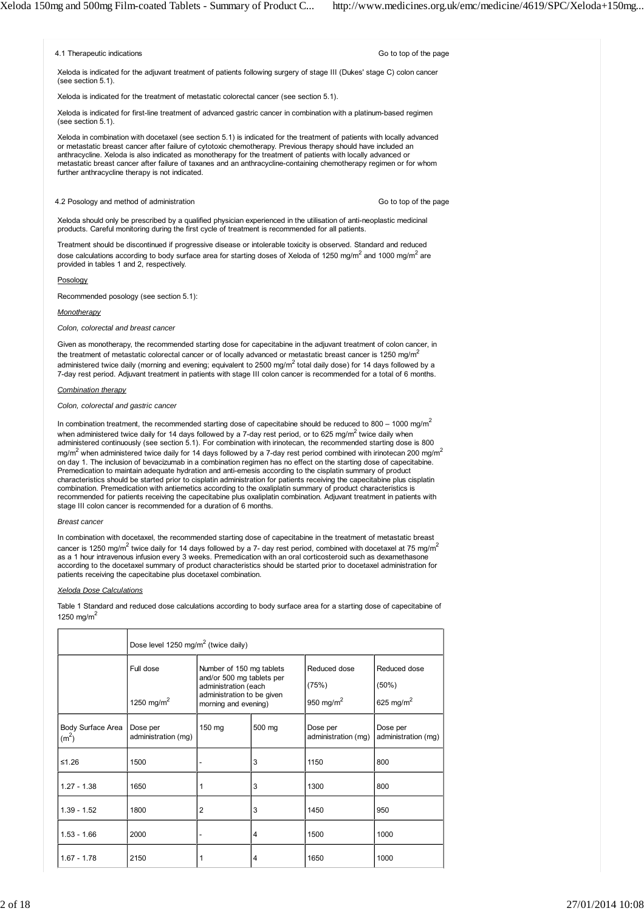### 4.1 Therapeutic indications

Xeloda is indicated for the adjuvant treatment of patients following surgery of stage III (Dukes' stage C) colon cancer (see section 5.1).

Xeloda is indicated for the treatment of metastatic colorectal cancer (see section 5.1).

Xeloda is indicated for first-line treatment of advanced gastric cancer in combination with a platinum-based regimen (see section 5.1).

Xeloda in combination with docetaxel (see section 5.1) is indicated for the treatment of patients with locally advanced or metastatic breast cancer after failure of cytotoxic chemotherapy. Previous therapy should have included an anthracycline. Xeloda is also indicated as monotherapy for the treatment of patients with locally advanced or metastatic breast cancer after failure of taxanes and an anthracycline-containing chemotherapy regimen or for whom further anthracycline therapy is not indicated.

### 4.2 Posology and method of administration

Xeloda should only be prescribed by a qualified physician experienced in the utilisation of anti-neoplastic medicinal products. Careful monitoring during the first cycle of treatment is recommended for all patients.

Treatment should be discontinued if progressive disease or intolerable toxicity is observed. Standard and reduced dose calculations according to body surface area for starting doses of Xeloda of 1250 mg/m$^2$ and 1000 mg/m$^2$ are provided in tables 1 and 2, respectively.

Posology

Recommended posology (see section 5.1):

*Monotherapy*

*Colon, colorectal and breast cancer*

Given as monotherapy, the recommended starting dose for capecitabine in the adjuvant treatment of colon cancer, in the treatment of metastatic colorectal cancer or of locally advanced or metastatic breast cancer is 1250 mg/m$^2$ administered twice daily (morning and evening; equivalent to 2500 mg/m$^2$ total daily dose) for 14 days followed by a 7-day rest period. Adjuvant treatment in patients with stage III colon cancer is recommended for a total of 6 months.

*Combination therapy*

*Colon, colorectal and gastric cancer*

In combination treatment, the recommended starting dose of capecitabine should be reduced to 800 – 1000 mg/m$^2$ when administered twice daily for 14 days followed by a 7-day rest period, or to 625 mg/m$^2$ twice daily when administered continuously (see section 5.1). For combination with irinotecan, the recommended starting dose is 800 mg/m$^2$ when administered twice daily for 14 days followed by a 7-day rest period combined with irinotecan 200 mg/m$^2$ on day 1. The inclusion of bevacizumab in a combination regimen has no effect on the starting dose of capecitabine. Premedication to maintain adequate hydration and anti-emesis according to the cisplatin summary of product characteristics should be started prior to cisplatin administration for patients receiving the capecitabine plus cisplatin combination. Premedication with antiemetics according to the oxaliplatin summary of product characteristics is recommended for patients receiving the capecitabine plus oxaliplatin combination. Adjuvant treatment in patients with stage III colon cancer is recommended for a duration of 6 months.

*Breast cancer*

In combination with docetaxel, the recommended starting dose of capecitabine in the treatment of metastatic breast cancer is 1250 mg/m$^2$ twice daily for 14 days followed by a 7- day rest period, combined with docetaxel at 75 mg/m$^2$ as a 1 hour intravenous infusion every 3 weeks. Premedication with an oral corticosteroid such as dexamethasone according to the docetaxel summary of product characteristics should be started prior to docetaxel administration for patients receiving the capecitabine plus docetaxel combination.

*Xeloda Dose Calculations*

Table 1 Standard and reduced dose calculations according to body surface area for a starting dose of capecitabine of 1250 mg/m$^2$

| | Dose level 1250 mg/m$^2$ (twice daily) | | | | |
|---|---|---|---|---|---|
| | Full dose 1250 mg/m$^2$ | Number of 150 mg tablets and/or 500 mg tablets per administration (each administration to be given morning and evening) | | Reduced dose (75%) 950 mg/m$^2$ | Reduced dose (50%) 625 mg/m$^2$ |
| Body Surface Area (m$^2$) | Dose per administration (mg) | 150 mg | 500 mg | Dose per administration (mg) | Dose per administration (mg) |
| ≤1.26 | 1500 | - | 3 | 1150 | 800 |
| 1.27 - 1.38 | 1650 | 1 | 3 | 1300 | 800 |
| 1.39 - 1.52 | 1800 | 2 | 3 | 1450 | 950 |
| 1.53 - 1.66 | 2000 | - | 4 | 1500 | 1000 |
| 1.67 - 1.78 | 2150 | 1 | 4 | 1650 | 1000 |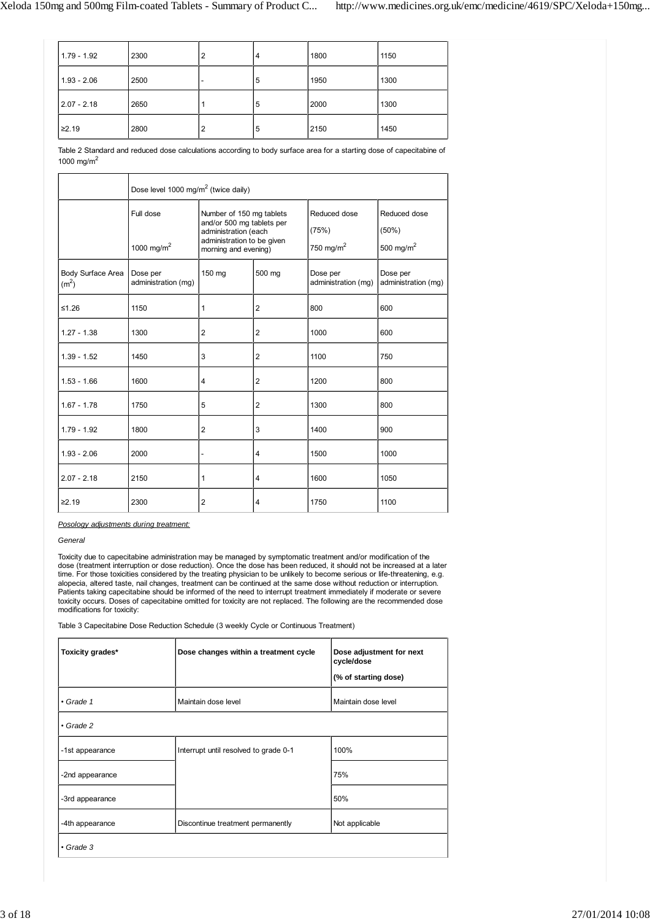| | | | | | |
|---|---|---|---|---|---|
| 1.79 - 1.92 | 2300 | 2 | 4 | 1800 | 1150 |
| 1.93 - 2.06 | 2500 | - | 5 | 1950 | 1300 |
| 2.07 - 2.18 | 2650 | 1 | 5 | 2000 | 1300 |
| ≥2.19 | 2800 | 2 | 5 | 2150 | 1450 |

Table 2 Standard and reduced dose calculations according to body surface area for a starting dose of capecitabine of 1000 mg/m$^2$

| | Dose level 1000 mg/m$^2$ (twice daily) | | | | |
|---|---|---|---|---|---|
| | Full dose<br>1000 mg/m$^2$ | Number of 150 mg tablets and/or 500 mg tablets per administration (each administration to be given morning and evening) | | Reduced dose (75%)<br>750 mg/m$^2$ | Reduced dose (50%)<br>500 mg/m$^2$ |
| Body Surface Area (m$^2$) | Dose per administration (mg) | 150 mg | 500 mg | Dose per administration (mg) | Dose per administration (mg) |
| ≤1.26 | 1150 | 1 | 2 | 800 | 600 |
| 1.27 - 1.38 | 1300 | 2 | 2 | 1000 | 600 |
| 1.39 - 1.52 | 1450 | 3 | 2 | 1100 | 750 |
| 1.53 - 1.66 | 1600 | 4 | 2 | 1200 | 800 |
| 1.67 - 1.78 | 1750 | 5 | 2 | 1300 | 800 |
| 1.79 - 1.92 | 1800 | 2 | 3 | 1400 | 900 |
| 1.93 - 2.06 | 2000 | - | 4 | 1500 | 1000 |
| 2.07 - 2.18 | 2150 | 1 | 4 | 1600 | 1050 |
| ≥2.19 | 2300 | 2 | 4 | 1750 | 1100 |

*Posology adjustments during treatment:*

*General*

Toxicity due to capecitabine administration may be managed by symptomatic treatment and/or modification of the dose (treatment interruption or dose reduction). Once the dose has been reduced, it should not be increased at a later time. For those toxicities considered by the treating physician to be unlikely to become serious or life-threatening, e.g. alopecia, altered taste, nail changes, treatment can be continued at the same dose without reduction or interruption. Patients taking capecitabine should be informed of the need to interrupt treatment immediately if moderate or severe toxicity occurs. Doses of capecitabine omitted for toxicity are not replaced. The following are the recommended dose modifications for toxicity:

Table 3 Capecitabine Dose Reduction Schedule (3 weekly Cycle or Continuous Treatment)

| **Toxicity grades*** | **Dose changes within a treatment cycle** | **Dose adjustment for next cycle/dose (% of starting dose)** |
|---|---|---|
| • *Grade 1* | Maintain dose level | Maintain dose level |
| • *Grade 2* | | |
| -1st appearance | Interrupt until resolved to grade 0-1 | 100% |
| -2nd appearance | | 75% |
| -3rd appearance | | 50% |
| -4th appearance | Discontinue treatment permanently | Not applicable |
| • *Grade 3* | | |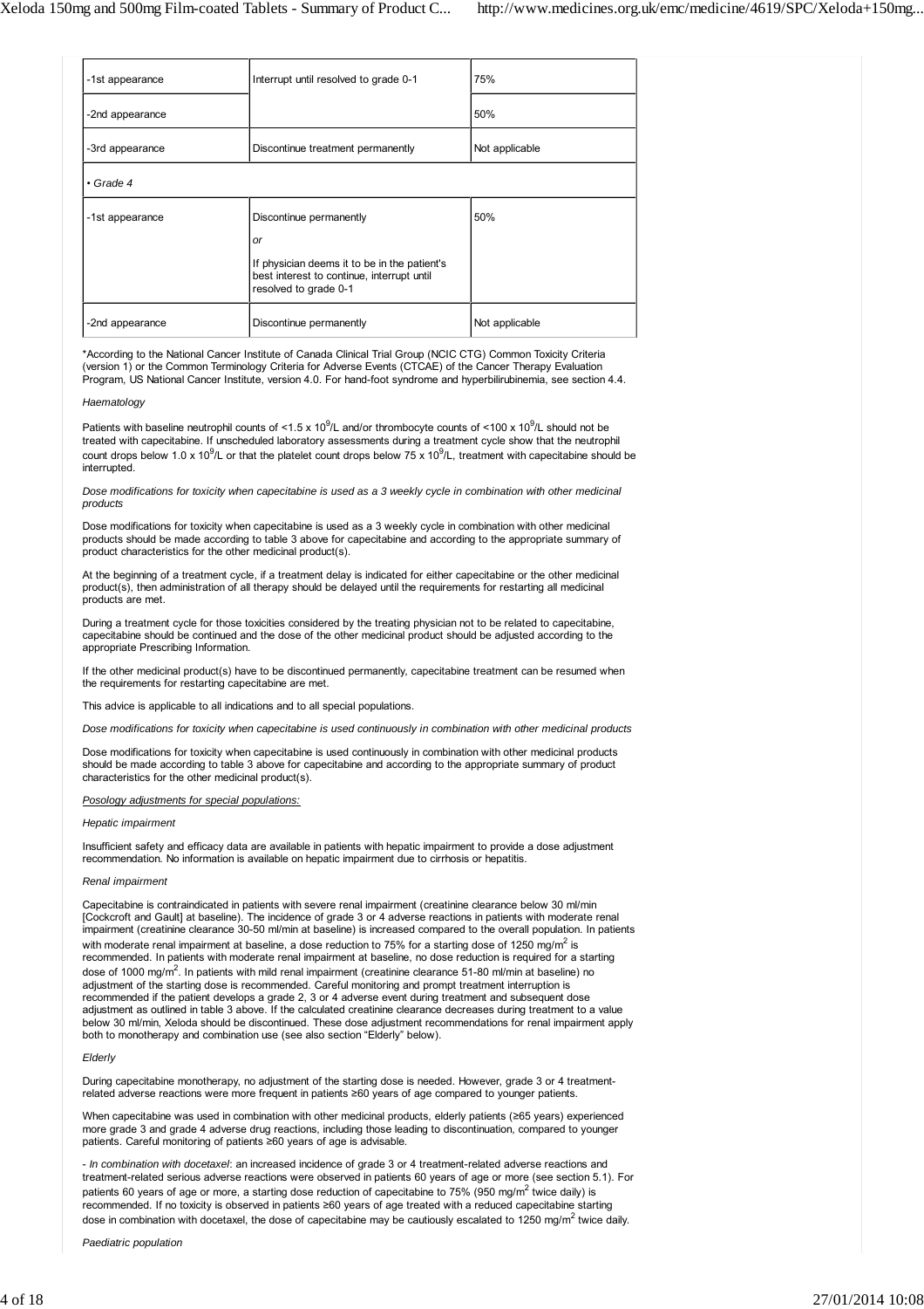| | | |
|---|---|---|
| -1st appearance | Interrupt until resolved to grade 0-1 | 75% |
| -2nd appearance | | 50% |
| -3rd appearance | Discontinue treatment permanently | Not applicable |
| *• Grade 4* | | |
| -1st appearance | Discontinue permanently<br>*or*<br>If physician deems it to be in the patient's best interest to continue, interrupt until resolved to grade 0-1 | 50% |
| -2nd appearance | Discontinue permanently | Not applicable |

*According to the National Cancer Institute of Canada Clinical Trial Group (NCIC CTG) Common Toxicity Criteria (version 1) or the Common Terminology Criteria for Adverse Events (CTCAE) of the Cancer Therapy Evaluation Program, US National Cancer Institute, version 4.0. For hand-foot syndrome and hyperbilirubinemia, see section 4.4.

*Haematology*

Patients with baseline neutrophil counts of <1.5 x $10^9$/L and/or thrombocyte counts of <100 x $10^9$/L should not be treated with capecitabine. If unscheduled laboratory assessments during a treatment cycle show that the neutrophil count drops below 1.0 x $10^9$/L or that the platelet count drops below 75 x $10^9$/L, treatment with capecitabine should be interrupted.

*Dose modifications for toxicity when capecitabine is used as a 3 weekly cycle in combination with other medicinal products*

Dose modifications for toxicity when capecitabine is used as a 3 weekly cycle in combination with other medicinal products should be made according to table 3 above for capecitabine and according to the appropriate summary of product characteristics for the other medicinal product(s).

At the beginning of a treatment cycle, if a treatment delay is indicated for either capecitabine or the other medicinal product(s), then administration of all therapy should be delayed until the requirements for restarting all medicinal products are met.

During a treatment cycle for those toxicities considered by the treating physician not to be related to capecitabine, capecitabine should be continued and the dose of the other medicinal product should be adjusted according to the appropriate Prescribing Information.

If the other medicinal product(s) have to be discontinued permanently, capecitabine treatment can be resumed when the requirements for restarting capecitabine are met.

This advice is applicable to all indications and to all special populations.

*Dose modifications for toxicity when capecitabine is used continuously in combination with other medicinal products*

Dose modifications for toxicity when capecitabine is used continuously in combination with other medicinal products should be made according to table 3 above for capecitabine and according to the appropriate summary of product characteristics for the other medicinal product(s).

*Posology adjustments for special populations:*

*Hepatic impairment*

Insufficient safety and efficacy data are available in patients with hepatic impairment to provide a dose adjustment recommendation. No information is available on hepatic impairment due to cirrhosis or hepatitis.

*Renal impairment*

Capecitabine is contraindicated in patients with severe renal impairment (creatinine clearance below 30 ml/min [Cockcroft and Gault] at baseline). The incidence of grade 3 or 4 adverse reactions in patients with moderate renal impairment (creatinine clearance 30-50 ml/min at baseline) is increased compared to the overall population. In patients with moderate renal impairment at baseline, a dose reduction to 75% for a starting dose of 1250 mg/$m^2$ is recommended. In patients with moderate renal impairment at baseline, no dose reduction is required for a starting dose of 1000 mg/$m^2$. In patients with mild renal impairment (creatinine clearance 51-80 ml/min at baseline) no adjustment of the starting dose is recommended. Careful monitoring and prompt treatment interruption is recommended if the patient develops a grade 2, 3 or 4 adverse event during treatment and subsequent dose adjustment as outlined in table 3 above. If the calculated creatinine clearance decreases during treatment to a value below 30 ml/min, Xeloda should be discontinued. These dose adjustment recommendations for renal impairment apply both to monotherapy and combination use (see also section "Elderly" below).

*Elderly*

During capecitabine monotherapy, no adjustment of the starting dose is needed. However, grade 3 or 4 treatment-related adverse reactions were more frequent in patients ≥60 years of age compared to younger patients.

When capecitabine was used in combination with other medicinal products, elderly patients (≥65 years) experienced more grade 3 and grade 4 adverse drug reactions, including those leading to discontinuation, compared to younger patients. Careful monitoring of patients ≥60 years of age is advisable.

- *In combination with docetaxel*: an increased incidence of grade 3 or 4 treatment-related adverse reactions and treatment-related serious adverse reactions were observed in patients 60 years of age or more (see section 5.1). For patients 60 years of age or more, a starting dose reduction of capecitabine to 75% (950 mg/$m^2$ twice daily) is recommended. If no toxicity is observed in patients ≥60 years of age treated with a reduced capecitabine starting dose in combination with docetaxel, the dose of capecitabine may be cautiously escalated to 1250 mg/$m^2$ twice daily.

*Paediatric population*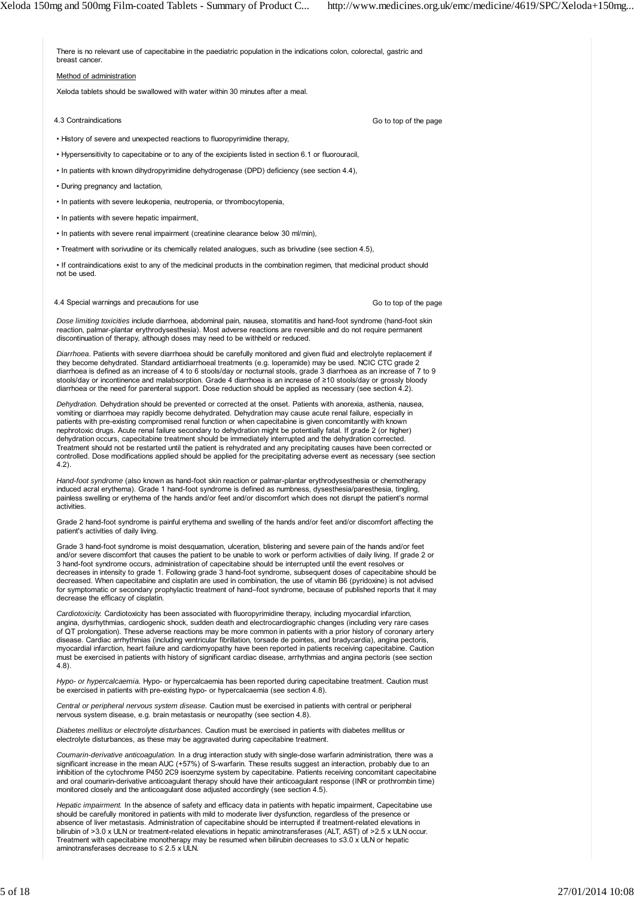There is no relevant use of capecitabine in the paediatric population in the indications colon, colorectal, gastric and breast cancer.

Method of administration

Xeloda tablets should be swallowed with water within 30 minutes after a meal.

## 4.3 Contraindications

- History of severe and unexpected reactions to fluoropyrimidine therapy,
- Hypersensitivity to capecitabine or to any of the excipients listed in section 6.1 or fluorouracil,
- In patients with known dihydropyrimidine dehydrogenase (DPD) deficiency (see section 4.4),
- During pregnancy and lactation,
- In patients with severe leukopenia, neutropenia, or thrombocytopenia,
- In patients with severe hepatic impairment,
- In patients with severe renal impairment (creatinine clearance below 30 ml/min),
- Treatment with sorivudine or its chemically related analogues, such as brivudine (see section 4.5),
- If contraindications exist to any of the medicinal products in the combination regimen, that medicinal product should not be used.

## 4.4 Special warnings and precautions for use

*Dose limiting toxicities* include diarrhoea, abdominal pain, nausea, stomatitis and hand-foot syndrome (hand-foot skin reaction, palmar-plantar erythrodysesthesia). Most adverse reactions are reversible and do not require permanent discontinuation of therapy, although doses may need to be withheld or reduced.

*Diarrhoea.* Patients with severe diarrhoea should be carefully monitored and given fluid and electrolyte replacement if they become dehydrated. Standard antidiarrhoeal treatments (e.g. loperamide) may be used. NCIC CTC grade 2 diarrhoea is defined as an increase of 4 to 6 stools/day or nocturnal stools, grade 3 diarrhoea as an increase of 7 to 9 stools/day or incontinence and malabsorption. Grade 4 diarrhoea is an increase of ≥10 stools/day or grossly bloody diarrhoea or the need for parenteral support. Dose reduction should be applied as necessary (see section 4.2).

*Dehydration.* Dehydration should be prevented or corrected at the onset. Patients with anorexia, asthenia, nausea, vomiting or diarrhoea may rapidly become dehydrated. Dehydration may cause acute renal failure, especially in patients with pre-existing compromised renal function or when capecitabine is given concomitantly with known nephrotoxic drugs. Acute renal failure secondary to dehydration might be potentially fatal. If grade 2 (or higher) dehydration occurs, capecitabine treatment should be immediately interrupted and the dehydration corrected. Treatment should not be restarted until the patient is rehydrated and any precipitating causes have been corrected or controlled. Dose modifications applied should be applied for the precipitating adverse event as necessary (see section 4.2).

*Hand-foot syndrome* (also known as hand-foot skin reaction or palmar-plantar erythrodysesthesia or chemotherapy induced acral erythema). Grade 1 hand-foot syndrome is defined as numbness, dysesthesia/paresthesia, tingling, painless swelling or erythema of the hands and/or feet and/or discomfort which does not disrupt the patient's normal activities.

Grade 2 hand-foot syndrome is painful erythema and swelling of the hands and/or feet and/or discomfort affecting the patient's activities of daily living.

Grade 3 hand-foot syndrome is moist desquamation, ulceration, blistering and severe pain of the hands and/or feet and/or severe discomfort that causes the patient to be unable to work or perform activities of daily living. If grade 2 or 3 hand-foot syndrome occurs, administration of capecitabine should be interrupted until the event resolves or decreases in intensity to grade 1. Following grade 3 hand-foot syndrome, subsequent doses of capecitabine should be decreased. When capecitabine and cisplatin are used in combination, the use of vitamin B6 (pyridoxine) is not advised for symptomatic or secondary prophylactic treatment of hand–foot syndrome, because of published reports that it may decrease the efficacy of cisplatin.

*Cardiotoxicity.* Cardiotoxicity has been associated with fluoropyrimidine therapy, including myocardial infarction, angina, dysrhythmias, cardiogenic shock, sudden death and electrocardiographic changes (including very rare cases of QT prolongation). These adverse reactions may be more common in patients with a prior history of coronary artery disease. Cardiac arrhythmias (including ventricular fibrillation, torsade de pointes, and bradycardia), angina pectoris, myocardial infarction, heart failure and cardiomyopathy have been reported in patients receiving capecitabine. Caution must be exercised in patients with history of significant cardiac disease, arrhythmias and angina pectoris (see section 4.8).

*Hypo- or hypercalcaemia.* Hypo- or hypercalcaemia has been reported during capecitabine treatment. Caution must be exercised in patients with pre-existing hypo- or hypercalcaemia (see section 4.8).

*Central or peripheral nervous system disease.* Caution must be exercised in patients with central or peripheral nervous system disease, e.g. brain metastasis or neuropathy (see section 4.8).

*Diabetes mellitus or electrolyte disturbances.* Caution must be exercised in patients with diabetes mellitus or electrolyte disturbances, as these may be aggravated during capecitabine treatment.

*Coumarin-derivative anticoagulation.* In a drug interaction study with single-dose warfarin administration, there was a significant increase in the mean AUC (+57%) of S-warfarin. These results suggest an interaction, probably due to an inhibition of the cytochrome P450 2C9 isoenzyme system by capecitabine. Patients receiving concomitant capecitabine and oral coumarin-derivative anticoagulant therapy should have their anticoagulant response (INR or prothrombin time) monitored closely and the anticoagulant dose adjusted accordingly (see section 4.5).

*Hepatic impairment.* In the absence of safety and efficacy data in patients with hepatic impairment, Capecitabine use should be carefully monitored in patients with mild to moderate liver dysfunction, regardless of the presence or absence of liver metastasis. Administration of capecitabine should be interrupted if treatment-related elevations in bilirubin of >3.0 x ULN or treatment-related elevations in hepatic aminotransferases (ALT, AST) of >2.5 x ULN occur. Treatment with capecitabine monotherapy may be resumed when bilirubin decreases to ≤3.0 x ULN or hepatic aminotransferases decrease to ≤ 2.5 x ULN.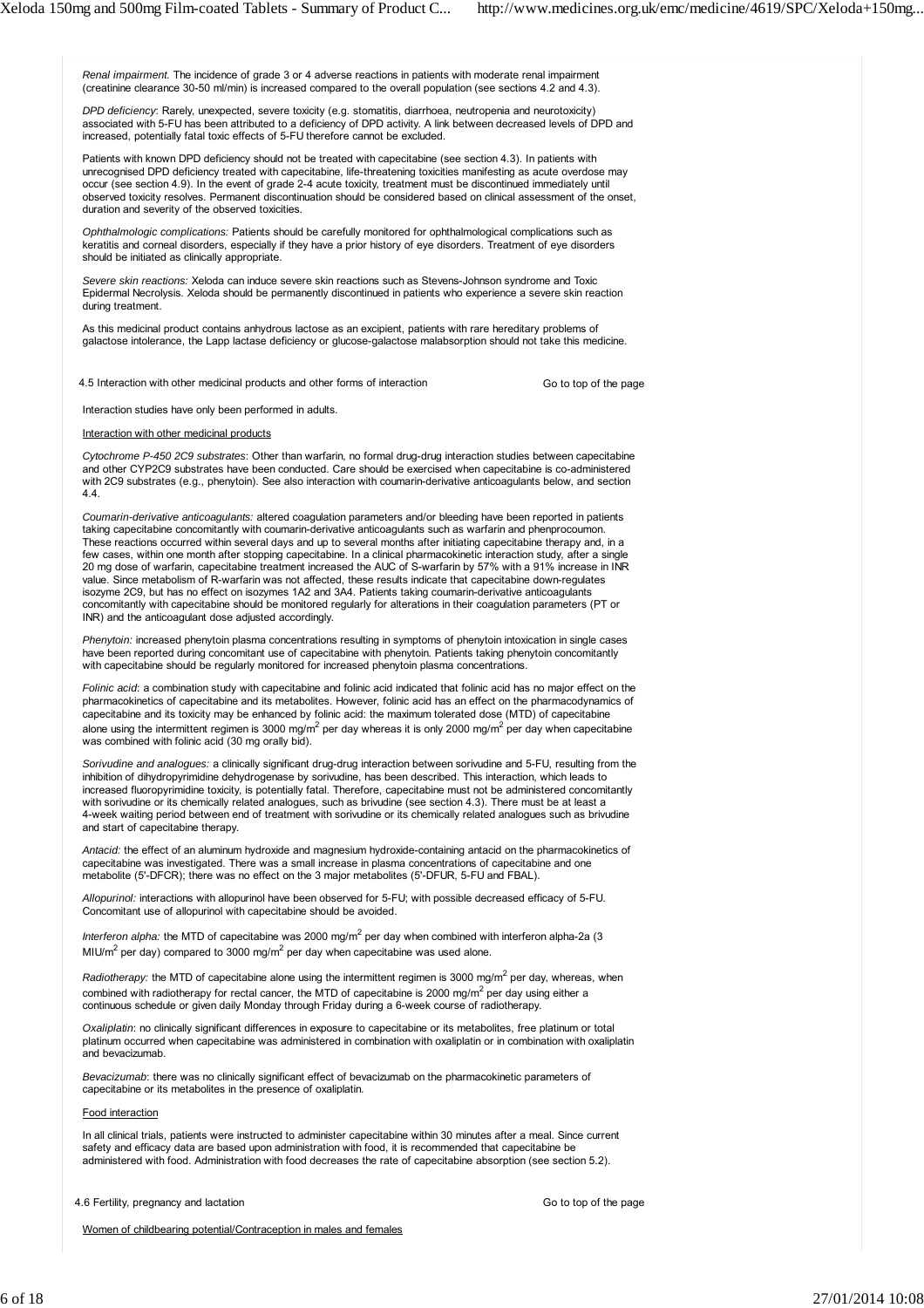*Renal impairment.* The incidence of grade 3 or 4 adverse reactions in patients with moderate renal impairment (creatinine clearance 30-50 ml/min) is increased compared to the overall population (see sections 4.2 and 4.3).

*DPD deficiency*: Rarely, unexpected, severe toxicity (e.g. stomatitis, diarrhoea, neutropenia and neurotoxicity) associated with 5-FU has been attributed to a deficiency of DPD activity. A link between decreased levels of DPD and increased, potentially fatal toxic effects of 5-FU therefore cannot be excluded.

Patients with known DPD deficiency should not be treated with capecitabine (see section 4.3). In patients with unrecognised DPD deficiency treated with capecitabine, life-threatening toxicities manifesting as acute overdose may occur (see section 4.9). In the event of grade 2-4 acute toxicity, treatment must be discontinued immediately until observed toxicity resolves. Permanent discontinuation should be considered based on clinical assessment of the onset, duration and severity of the observed toxicities.

*Ophthalmologic complications:* Patients should be carefully monitored for ophthalmological complications such as keratitis and corneal disorders, especially if they have a prior history of eye disorders. Treatment of eye disorders should be initiated as clinically appropriate.

*Severe skin reactions:* Xeloda can induce severe skin reactions such as Stevens-Johnson syndrome and Toxic Epidermal Necrolysis. Xeloda should be permanently discontinued in patients who experience a severe skin reaction during treatment.

As this medicinal product contains anhydrous lactose as an excipient, patients with rare hereditary problems of galactose intolerance, the Lapp lactase deficiency or glucose-galactose malabsorption should not take this medicine.

## 4.5 Interaction with other medicinal products and other forms of interaction

Interaction studies have only been performed in adults.

Interaction with other medicinal products

*Cytochrome P-450 2C9 substrates*: Other than warfarin, no formal drug-drug interaction studies between capecitabine and other CYP2C9 substrates have been conducted. Care should be exercised when capecitabine is co-administered with 2C9 substrates (e.g., phenytoin). See also interaction with coumarin-derivative anticoagulants below, and section 4.4.

*Coumarin-derivative anticoagulants:* altered coagulation parameters and/or bleeding have been reported in patients taking capecitabine concomitantly with coumarin-derivative anticoagulants such as warfarin and phenprocoumon. These reactions occurred within several days and up to several months after initiating capecitabine therapy and, in a few cases, within one month after stopping capecitabine. In a clinical pharmacokinetic interaction study, after a single 20 mg dose of warfarin, capecitabine treatment increased the AUC of S-warfarin by 57% with a 91% increase in INR value. Since metabolism of R-warfarin was not affected, these results indicate that capecitabine down-regulates isozyme 2C9, but has no effect on isozymes 1A2 and 3A4. Patients taking coumarin-derivative anticoagulants concomitantly with capecitabine should be monitored regularly for alterations in their coagulation parameters (PT or INR) and the anticoagulant dose adjusted accordingly.

*Phenytoin:* increased phenytoin plasma concentrations resulting in symptoms of phenytoin intoxication in single cases have been reported during concomitant use of capecitabine with phenytoin. Patients taking phenytoin concomitantly with capecitabine should be regularly monitored for increased phenytoin plasma concentrations.

*Folinic acid*: a combination study with capecitabine and folinic acid indicated that folinic acid has no major effect on the pharmacokinetics of capecitabine and its metabolites. However, folinic acid has an effect on the pharmacodynamics of capecitabine and its toxicity may be enhanced by folinic acid: the maximum tolerated dose (MTD) of capecitabine alone using the intermittent regimen is 3000 mg/m$^2$ per day whereas it is only 2000 mg/m$^2$ per day when capecitabine was combined with folinic acid (30 mg orally bid).

*Sorivudine and analogues:* a clinically significant drug-drug interaction between sorivudine and 5-FU, resulting from the inhibition of dihydropyrimidine dehydrogenase by sorivudine, has been described. This interaction, which leads to increased fluoropyrimidine toxicity, is potentially fatal. Therefore, capecitabine must not be administered concomitantly with sorivudine or its chemically related analogues, such as brivudine (see section 4.3). There must be at least a 4-week waiting period between end of treatment with sorivudine or its chemically related analogues such as brivudine and start of capecitabine therapy.

*Antacid:* the effect of an aluminum hydroxide and magnesium hydroxide-containing antacid on the pharmacokinetics of capecitabine was investigated. There was a small increase in plasma concentrations of capecitabine and one metabolite (5'-DFCR); there was no effect on the 3 major metabolites (5'-DFUR, 5-FU and FBAL).

*Allopurinol:* interactions with allopurinol have been observed for 5-FU; with possible decreased efficacy of 5-FU. Concomitant use of allopurinol with capecitabine should be avoided.

*Interferon alpha:* the MTD of capecitabine was 2000 mg/m$^2$ per day when combined with interferon alpha-2a (3 MIU/m$^2$ per day) compared to 3000 mg/m$^2$ per day when capecitabine was used alone.

*Radiotherapy:* the MTD of capecitabine alone using the intermittent regimen is 3000 mg/m$^2$ per day, whereas, when combined with radiotherapy for rectal cancer, the MTD of capecitabine is 2000 mg/m$^2$ per day using either a continuous schedule or given daily Monday through Friday during a 6-week course of radiotherapy.

*Oxaliplatin*: no clinically significant differences in exposure to capecitabine or its metabolites, free platinum or total platinum occurred when capecitabine was administered in combination with oxaliplatin or in combination with oxaliplatin and bevacizumab.

*Bevacizumab*: there was no clinically significant effect of bevacizumab on the pharmacokinetic parameters of capecitabine or its metabolites in the presence of oxaliplatin.

Food interaction

In all clinical trials, patients were instructed to administer capecitabine within 30 minutes after a meal. Since current safety and efficacy data are based upon administration with food, it is recommended that capecitabine be administered with food. Administration with food decreases the rate of capecitabine absorption (see section 5.2).

## 4.6 Fertility, pregnancy and lactation

Women of childbearing potential/Contraception in males and females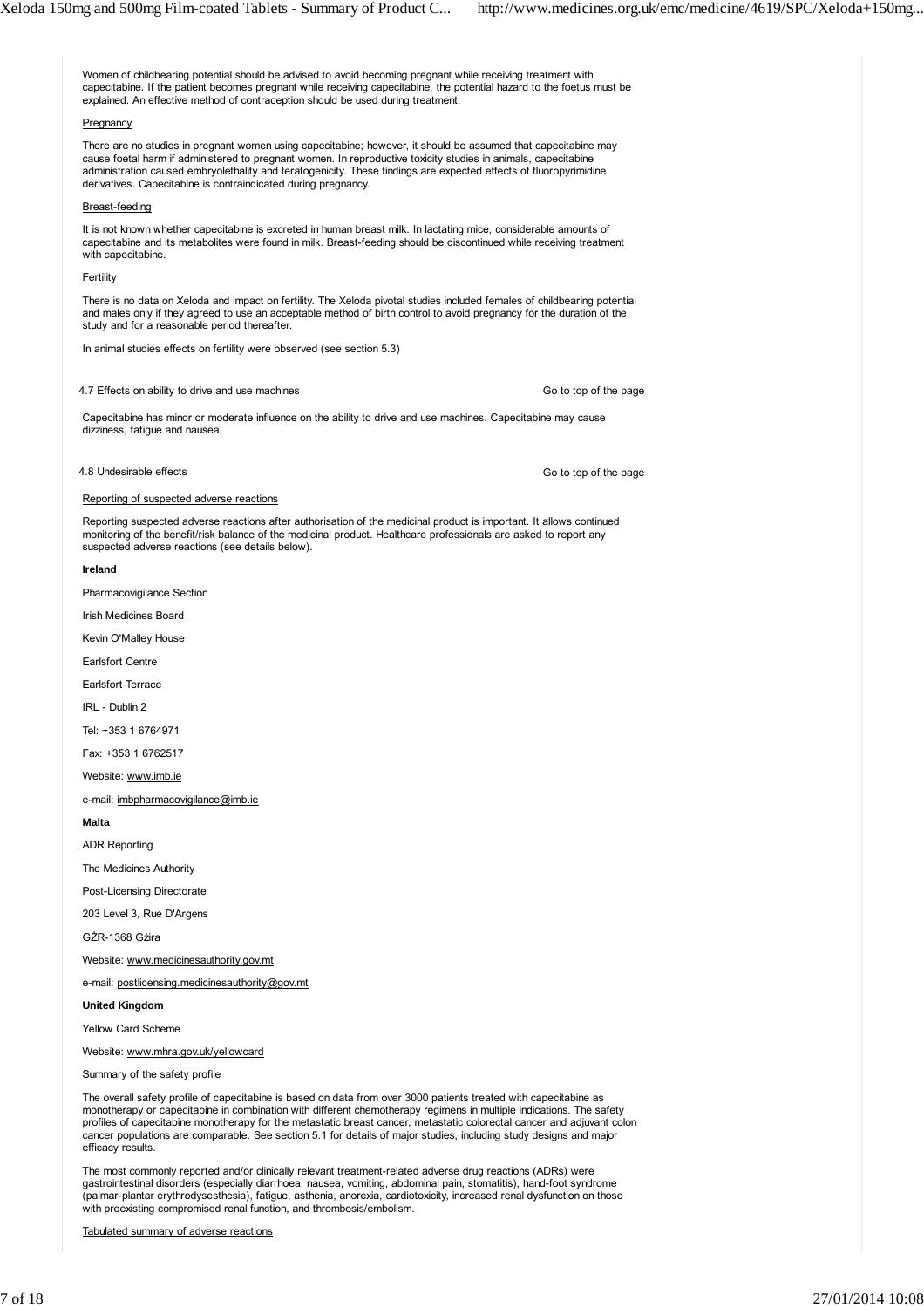Women of childbearing potential should be advised to avoid becoming pregnant while receiving treatment with capecitabine. If the patient becomes pregnant while receiving capecitabine, the potential hazard to the foetus must be explained. An effective method of contraception should be used during treatment.

Pregnancy

There are no studies in pregnant women using capecitabine; however, it should be assumed that capecitabine may cause foetal harm if administered to pregnant women. In reproductive toxicity studies in animals, capecitabine administration caused embryolethality and teratogenicity. These findings are expected effects of fluoropyrimidine derivatives. Capecitabine is contraindicated during pregnancy.

Breast-feeding

It is not known whether capecitabine is excreted in human breast milk. In lactating mice, considerable amounts of capecitabine and its metabolites were found in milk. Breast-feeding should be discontinued while receiving treatment with capecitabine.

Fertility

There is no data on Xeloda and impact on fertility. The Xeloda pivotal studies included females of childbearing potential and males only if they agreed to use an acceptable method of birth control to avoid pregnancy for the duration of the study and for a reasonable period thereafter.

In animal studies effects on fertility were observed (see section 5.3)

## 4.7 Effects on ability to drive and use machines

Go to top of the page

Capecitabine has minor or moderate influence on the ability to drive and use machines. Capecitabine may cause dizziness, fatigue and nausea.

## 4.8 Undesirable effects

Go to top of the page

Reporting of suspected adverse reactions

Reporting suspected adverse reactions after authorisation of the medicinal product is important. It allows continued monitoring of the benefit/risk balance of the medicinal product. Healthcare professionals are asked to report any suspected adverse reactions (see details below).

**Ireland**

Pharmacovigilance Section

Irish Medicines Board

Kevin O'Malley House

Earlsfort Centre

Earlsfort Terrace

IRL - Dublin 2

Tel: +353 1 6764971

Fax: +353 1 6762517

Website: www.imb.ie

e-mail: imbpharmacovigilance@imb.ie

**Malta**

ADR Reporting

The Medicines Authority

Post-Licensing Directorate

203 Level 3, Rue D'Argens

GŻR-1368 Gżira

Website: www.medicinesauthority.gov.mt

e-mail: postlicensing.medicinesauthority@gov.mt

**United Kingdom**

Yellow Card Scheme

Website: www.mhra.gov.uk/yellowcard

Summary of the safety profile

The overall safety profile of capecitabine is based on data from over 3000 patients treated with capecitabine as monotherapy or capecitabine in combination with different chemotherapy regimens in multiple indications. The safety profiles of capecitabine monotherapy for the metastatic breast cancer, metastatic colorectal cancer and adjuvant colon cancer populations are comparable. See section 5.1 for details of major studies, including study designs and major efficacy results.

The most commonly reported and/or clinically relevant treatment-related adverse drug reactions (ADRs) were gastrointestinal disorders (especially diarrhoea, nausea, vomiting, abdominal pain, stomatitis), hand-foot syndrome (palmar-plantar erythrodysesthesia), fatigue, asthenia, anorexia, cardiotoxicity, increased renal dysfunction on those with preexisting compromised renal function, and thrombosis/embolism.

Tabulated summary of adverse reactions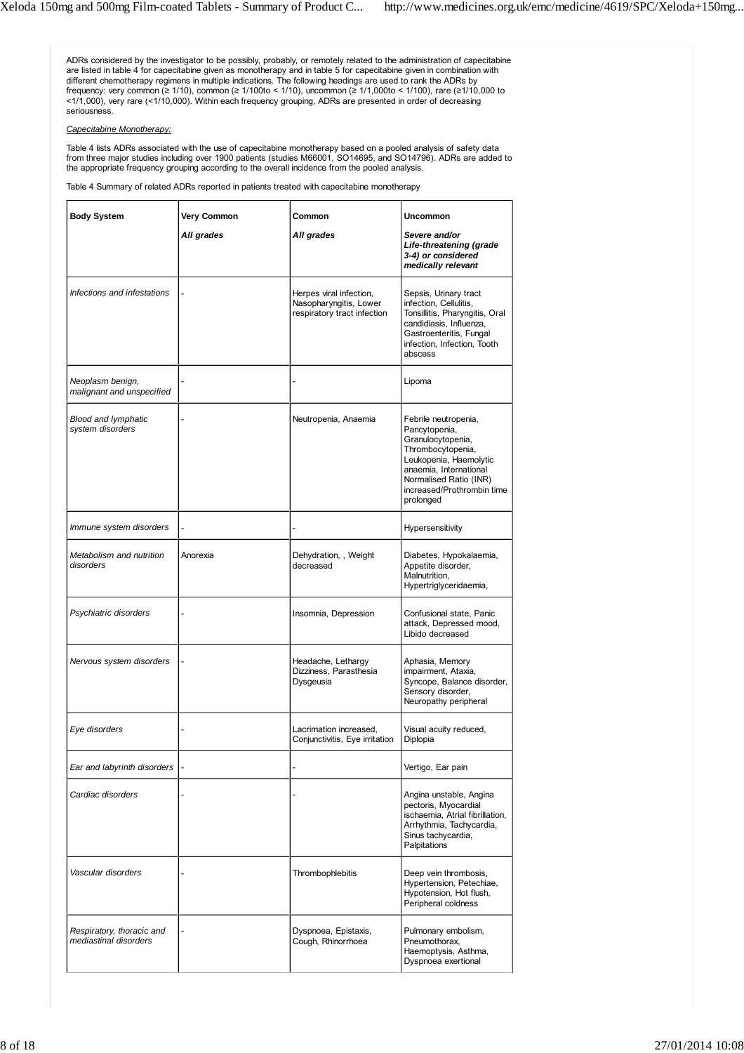ADRs considered by the investigator to be possibly, probably, or remotely related to the administration of capecitabine are listed in table 4 for capecitabine given as monotherapy and in table 5 for capecitabine given in combination with different chemotherapy regimens in multiple indications. The following headings are used to rank the ADRs by frequency: very common (≥ 1/10), common (≥ 1/100to < 1/10), uncommon (≥ 1/1,000to < 1/100), rare (≥1/10,000 to <1/1,000), very rare (<1/10,000). Within each frequency grouping, ADRs are presented in order of decreasing seriousness.

*Capecitabine Monotherapy:*

Table 4 lists ADRs associated with the use of capecitabine monotherapy based on a pooled analysis of safety data from three major studies including over 1900 patients (studies M66001, SO14695, and SO14796). ADRs are added to the appropriate frequency grouping according to the overall incidence from the pooled analysis.

Table 4 Summary of related ADRs reported in patients treated with capecitabine monotherapy

| **Body System** | **Very Common** ***All grades*** | **Common** ***All grades*** | **Uncommon** ***Severe and/or Life-threatening (grade 3-4) or considered medically relevant*** |
|---|---|---|---|
| *Infections and infestations* | - | Herpes viral infection, Nasopharyngitis, Lower respiratory tract infection | Sepsis, Urinary tract infection, Cellulitis, Tonsillitis, Pharyngitis, Oral candidiasis, Influenza, Gastroenteritis, Fungal infection, Infection, Tooth abscess |
| *Neoplasm benign, malignant and unspecified* | - | - | Lipoma |
| *Blood and lymphatic system disorders* | - | Neutropenia, Anaemia | Febrile neutropenia, Pancytopenia, Granulocytopenia, Thrombocytopenia, Leukopenia, Haemolytic anaemia, International Normalised Ratio (INR) increased/Prothrombin time prolonged |
| *Immune system disorders* | - | - | Hypersensitivity |
| *Metabolism and nutrition disorders* | Anorexia | Dehydration, , Weight decreased | Diabetes, Hypokalaemia, Appetite disorder, Malnutrition, Hypertriglyceridaemia, |
| *Psychiatric disorders* | - | Insomnia, Depression | Confusional state, Panic attack, Depressed mood, Libido decreased |
| *Nervous system disorders* | - | Headache, Lethargy Dizziness, Parasthesia Dysgeusia | Aphasia, Memory impairment, Ataxia, Syncope, Balance disorder, Sensory disorder, Neuropathy peripheral |
| *Eye disorders* | - | Lacrimation increased, Conjunctivitis, Eye irritation | Visual acuity reduced, Diplopia |
| *Ear and labyrinth disorders* | - | - | Vertigo, Ear pain |
| *Cardiac disorders* | - | - | Angina unstable, Angina pectoris, Myocardial ischaemia, Atrial fibrillation, Arrhythmia, Tachycardia, Sinus tachycardia, Palpitations |
| *Vascular disorders* | - | Thrombophlebitis | Deep vein thrombosis, Hypertension, Petechiae, Hypotension, Hot flush, Peripheral coldness |
| *Respiratory, thoracic and mediastinal disorders* | - | Dyspnoea, Epistaxis, Cough, Rhinorrhoea | Pulmonary embolism, Pneumothorax, Haemoptysis, Asthma, Dyspnoea exertional |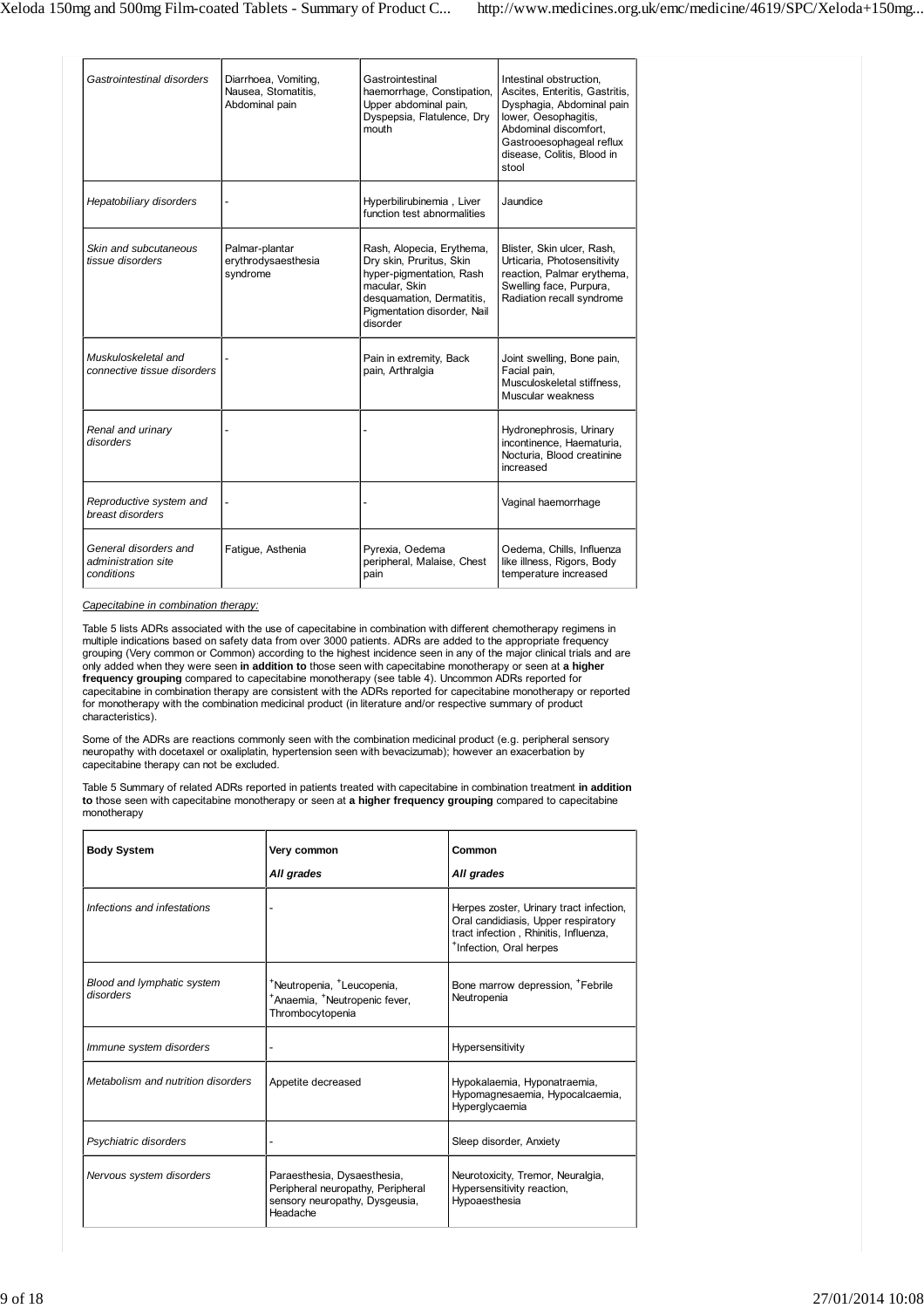| | | | |
|---|---|---|---|
| *Gastrointestinal disorders* | Diarrhoea, Vomiting, Nausea, Stomatitis, Abdominal pain | Gastrointestinal haemorrhage, Constipation, Upper abdominal pain, Dyspepsia, Flatulence, Dry mouth | Intestinal obstruction, Ascites, Enteritis, Gastritis, Dysphagia, Abdominal pain lower, Oesophagitis, Abdominal discomfort, Gastrooesophageal reflux disease, Colitis, Blood in stool |
| *Hepatobiliary disorders* | - | Hyperbilirubinemia , Liver function test abnormalities | Jaundice |
| *Skin and subcutaneous tissue disorders* | Palmar-plantar erythrodysaesthesia syndrome | Rash, Alopecia, Erythema, Dry skin, Pruritus, Skin hyper-pigmentation, Rash macular, Skin desquamation, Dermatitis, Pigmentation disorder, Nail disorder | Blister, Skin ulcer, Rash, Urticaria, Photosensitivity reaction, Palmar erythema, Swelling face, Purpura, Radiation recall syndrome |
| *Muskuloskeletal and connective tissue disorders* | - | Pain in extremity, Back pain, Arthralgia | Joint swelling, Bone pain, Facial pain, Musculoskeletal stiffness, Muscular weakness |
| *Renal and urinary disorders* | - | - | Hydronephrosis, Urinary incontinence, Haematuria, Nocturia, Blood creatinine increased |
| *Reproductive system and breast disorders* | - | - | Vaginal haemorrhage |
| *General disorders and administration site conditions* | Fatigue, Asthenia | Pyrexia, Oedema peripheral, Malaise, Chest pain | Oedema, Chills, Influenza like illness, Rigors, Body temperature increased |

*Capecitabine in combination therapy:*

Table 5 lists ADRs associated with the use of capecitabine in combination with different chemotherapy regimens in multiple indications based on safety data from over 3000 patients. ADRs are added to the appropriate frequency grouping (Very common or Common) according to the highest incidence seen in any of the major clinical trials and are only added when they were seen **in addition to** those seen with capecitabine monotherapy or seen at **a higher frequency grouping** compared to capecitabine monotherapy (see table 4). Uncommon ADRs reported for capecitabine in combination therapy are consistent with the ADRs reported for capecitabine monotherapy or reported for monotherapy with the combination medicinal product (in literature and/or respective summary of product characteristics).

Some of the ADRs are reactions commonly seen with the combination medicinal product (e.g. peripheral sensory neuropathy with docetaxel or oxaliplatin, hypertension seen with bevacizumab); however an exacerbation by capecitabine therapy can not be excluded.

Table 5 Summary of related ADRs reported in patients treated with capecitabine in combination treatment **in addition to** those seen with capecitabine monotherapy or seen at **a higher frequency grouping** compared to capecitabine monotherapy

| **Body System** | **Very common** *All grades* | **Common** *All grades* |
|---|---|---|
| *Infections and infestations* | - | Herpes zoster, Urinary tract infection, Oral candidiasis, Upper respiratory tract infection , Rhinitis, Influenza, +Infection, Oral herpes |
| *Blood and lymphatic system disorders* | +Neutropenia, +Leucopenia, +Anaemia, +Neutropenic fever, Thrombocytopenia | Bone marrow depression, +Febrile Neutropenia |
| *Immune system disorders* | - | Hypersensitivity |
| *Metabolism and nutrition disorders* | Appetite decreased | Hypokalaemia, Hyponatraemia, Hypomagnesaemia, Hypocalcaemia, Hyperglycaemia |
| *Psychiatric disorders* | - | Sleep disorder, Anxiety |
| *Nervous system disorders* | Paraesthesia, Dysaesthesia, Peripheral neuropathy, Peripheral sensory neuropathy, Dysgeusia, Headache | Neurotoxicity, Tremor, Neuralgia, Hypersensitivity reaction, Hypoaesthesia |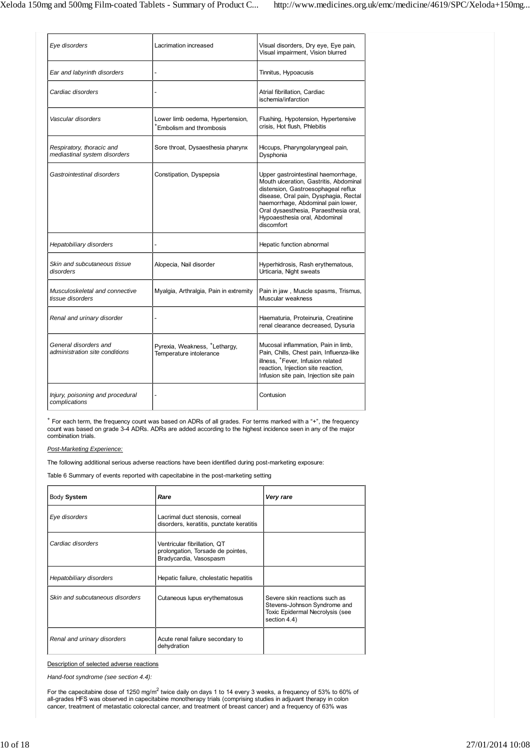| | | |
|---|---|---|
| *Eye disorders* | Lacrimation increased | Visual disorders, Dry eye, Eye pain, Visual impairment, Vision blurred |
| *Ear and labyrinth disorders* | - | Tinnitus, Hypoacusis |
| *Cardiac disorders* | - | Atrial fibrillation, Cardiac ischemia/infarction |
| *Vascular disorders* | Lower limb oedema, Hypertension, +Embolism and thrombosis | Flushing, Hypotension, Hypertensive crisis, Hot flush, Phlebitis |
| *Respiratory, thoracic and mediastinal system disorders* | Sore throat, Dysaesthesia pharynx | Hiccups, Pharyngolaryngeal pain, Dysphonia |
| *Gastrointestinal disorders* | Constipation, Dyspepsia | Upper gastrointestinal haemorrhage, Mouth ulceration, Gastritis, Abdominal distension, Gastroesophageal reflux disease, Oral pain, Dysphagia, Rectal haemorrhage, Abdominal pain lower, Oral dysaesthesia, Paraesthesia oral, Hypoaesthesia oral, Abdominal discomfort |
| *Hepatobiliary disorders* | - | Hepatic function abnormal |
| *Skin and subcutaneous tissue disorders* | Alopecia, Nail disorder | Hyperhidrosis, Rash erythematous, Urticaria, Night sweats |
| *Musculoskeletal and connective tissue disorders* | Myalgia, Arthralgia, Pain in extremity | Pain in jaw , Muscle spasms, Trismus, Muscular weakness |
| *Renal and urinary disorder* | - | Haematuria, Proteinuria, Creatinine renal clearance decreased, Dysuria |
| *General disorders and administration site conditions* | Pyrexia, Weakness, +Lethargy, Temperature intolerance | Mucosal inflammation, Pain in limb, Pain, Chills, Chest pain, Influenza-like illness, +Fever, Infusion related reaction, Injection site reaction, Infusion site pain, Injection site pain |
| *Injury, poisoning and procedural complications* | - | Contusion |

+ For each term, the frequency count was based on ADRs of all grades. For terms marked with a "+", the frequency count was based on grade 3-4 ADRs. ADRs are added according to the highest incidence seen in any of the major combination trials.

*Post-Marketing Experience:*

The following additional serious adverse reactions have been identified during post-marketing exposure:

Table 6 Summary of events reported with capecitabine in the post-marketing setting

| Body **System** | ***Rare*** | ***Very rare*** |
|---|---|---|
| *Eye disorders* | Lacrimal duct stenosis, corneal disorders, keratitis, punctate keratitis | |
| *Cardiac disorders* | Ventricular fibrillation, QT prolongation, Torsade de pointes, Bradycardia, Vasospasm | |
| *Hepatobiliary disorders* | Hepatic failure, cholestatic hepatitis | |
| *Skin and subcutaneous disorders* | Cutaneous lupus erythematosus | Severe skin reactions such as Stevens-Johnson Syndrome and Toxic Epidermal Necrolysis (see section 4.4) |
| *Renal and urinary disorders* | Acute renal failure secondary to dehydration | |

Description of selected adverse reactions

*Hand-foot syndrome (see section 4.4):*

For the capecitabine dose of 1250 mg/$m^2$ twice daily on days 1 to 14 every 3 weeks, a frequency of 53% to 60% of all-grades HFS was observed in capecitabine monotherapy trials (comprising studies in adjuvant therapy in colon cancer, treatment of metastatic colorectal cancer, and treatment of breast cancer) and a frequency of 63% was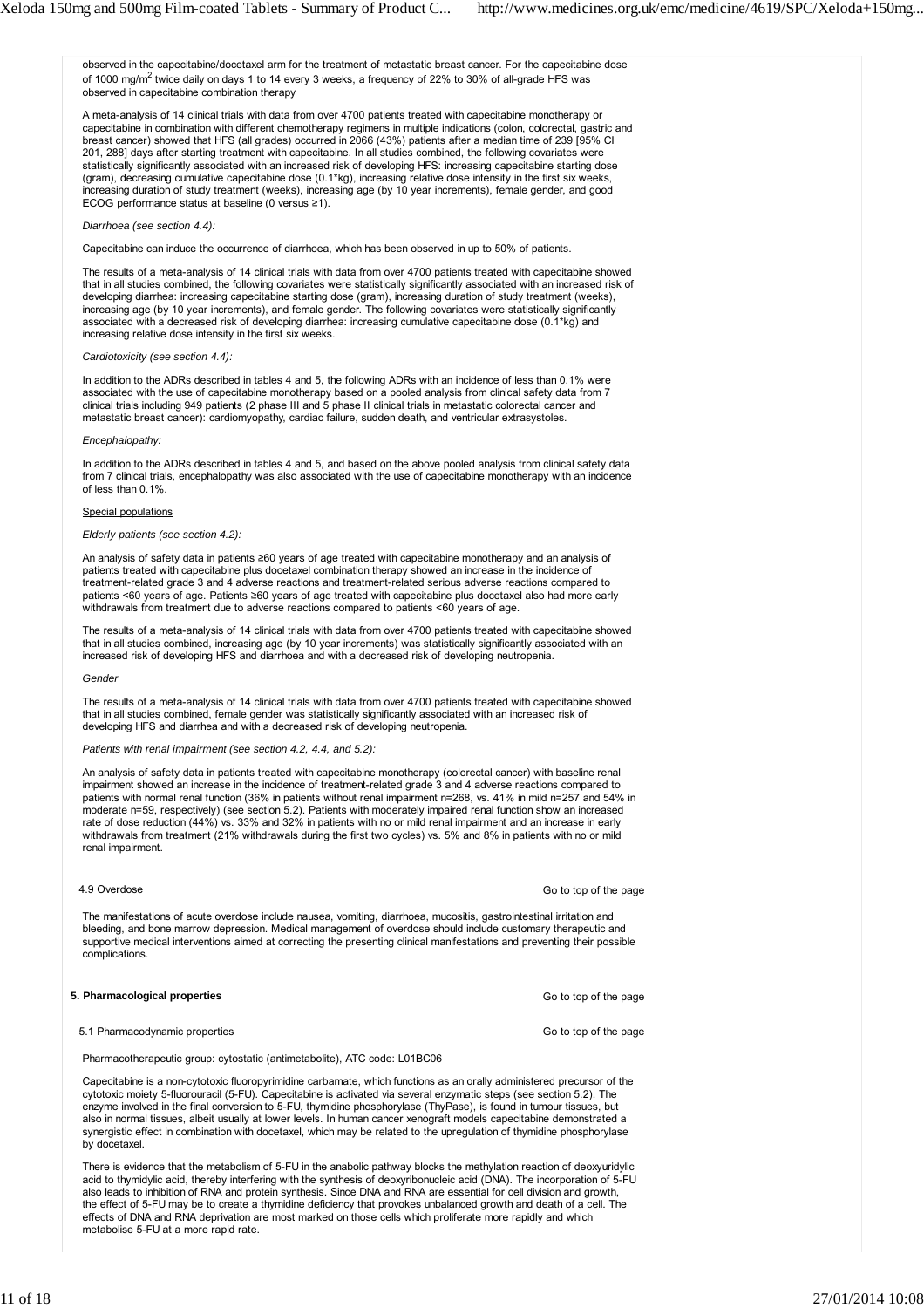observed in the capecitabine/docetaxel arm for the treatment of metastatic breast cancer. For the capecitabine dose of 1000 mg/m$^2$ twice daily on days 1 to 14 every 3 weeks, a frequency of 22% to 30% of all-grade HFS was observed in capecitabine combination therapy

A meta-analysis of 14 clinical trials with data from over 4700 patients treated with capecitabine monotherapy or capecitabine in combination with different chemotherapy regimens in multiple indications (colon, colorectal, gastric and breast cancer) showed that HFS (all grades) occurred in 2066 (43%) patients after a median time of 239 [95% CI 201, 288] days after starting treatment with capecitabine. In all studies combined, the following covariates were statistically significantly associated with an increased risk of developing HFS: increasing capecitabine starting dose (gram), decreasing cumulative capecitabine dose (0.1*kg), increasing relative dose intensity in the first six weeks, increasing duration of study treatment (weeks), increasing age (by 10 year increments), female gender, and good ECOG performance status at baseline (0 versus ≥1).

*Diarrhoea (see section 4.4):*

Capecitabine can induce the occurrence of diarrhoea, which has been observed in up to 50% of patients.

The results of a meta-analysis of 14 clinical trials with data from over 4700 patients treated with capecitabine showed that in all studies combined, the following covariates were statistically significantly associated with an increased risk of developing diarrhea: increasing capecitabine starting dose (gram), increasing duration of study treatment (weeks), increasing age (by 10 year increments), and female gender. The following covariates were statistically significantly associated with a decreased risk of developing diarrhea: increasing cumulative capecitabine dose (0.1*kg) and increasing relative dose intensity in the first six weeks.

*Cardiotoxicity (see section 4.4):*

In addition to the ADRs described in tables 4 and 5, the following ADRs with an incidence of less than 0.1% were associated with the use of capecitabine monotherapy based on a pooled analysis from clinical safety data from 7 clinical trials including 949 patients (2 phase III and 5 phase II clinical trials in metastatic colorectal cancer and metastatic breast cancer): cardiomyopathy, cardiac failure, sudden death, and ventricular extrasystoles.

*Encephalopathy:*

In addition to the ADRs described in tables 4 and 5, and based on the above pooled analysis from clinical safety data from 7 clinical trials, encephalopathy was also associated with the use of capecitabine monotherapy with an incidence of less than 0.1%.

Special populations

*Elderly patients (see section 4.2):*

An analysis of safety data in patients ≥60 years of age treated with capecitabine monotherapy and an analysis of patients treated with capecitabine plus docetaxel combination therapy showed an increase in the incidence of treatment-related grade 3 and 4 adverse reactions and treatment-related serious adverse reactions compared to patients <60 years of age. Patients ≥60 years of age treated with capecitabine plus docetaxel also had more early withdrawals from treatment due to adverse reactions compared to patients <60 years of age.

The results of a meta-analysis of 14 clinical trials with data from over 4700 patients treated with capecitabine showed that in all studies combined, increasing age (by 10 year increments) was statistically significantly associated with an increased risk of developing HFS and diarrhoea and with a decreased risk of developing neutropenia.

*Gender*

The results of a meta-analysis of 14 clinical trials with data from over 4700 patients treated with capecitabine showed that in all studies combined, female gender was statistically significantly associated with an increased risk of developing HFS and diarrhea and with a decreased risk of developing neutropenia.

*Patients with renal impairment (see section 4.2, 4.4, and 5.2):*

An analysis of safety data in patients treated with capecitabine monotherapy (colorectal cancer) with baseline renal impairment showed an increase in the incidence of treatment-related grade 3 and 4 adverse reactions compared to patients with normal renal function (36% in patients without renal impairment n=268, vs. 41% in mild n=257 and 54% in moderate n=59, respectively) (see section 5.2). Patients with moderately impaired renal function show an increased rate of dose reduction (44%) vs. 33% and 32% in patients with no or mild renal impairment and an increase in early withdrawals from treatment (21% withdrawals during the first two cycles) vs. 5% and 8% in patients with no or mild renal impairment.

### 4.9 Overdose

The manifestations of acute overdose include nausea, vomiting, diarrhoea, mucositis, gastrointestinal irritation and bleeding, and bone marrow depression. Medical management of overdose should include customary therapeutic and supportive medical interventions aimed at correcting the presenting clinical manifestations and preventing their possible complications.

## 5. Pharmacological properties

### 5.1 Pharmacodynamic properties

Pharmacotherapeutic group: cytostatic (antimetabolite), ATC code: L01BC06

Capecitabine is a non-cytotoxic fluoropyrimidine carbamate, which functions as an orally administered precursor of the cytotoxic moiety 5-fluorouracil (5-FU). Capecitabine is activated via several enzymatic steps (see section 5.2). The enzyme involved in the final conversion to 5-FU, thymidine phosphorylase (ThyPase), is found in tumour tissues, but also in normal tissues, albeit usually at lower levels. In human cancer xenograft models capecitabine demonstrated a synergistic effect in combination with docetaxel, which may be related to the upregulation of thymidine phosphorylase by docetaxel.

There is evidence that the metabolism of 5-FU in the anabolic pathway blocks the methylation reaction of deoxyuridylic acid to thymidylic acid, thereby interfering with the synthesis of deoxyribonucleic acid (DNA). The incorporation of 5-FU also leads to inhibition of RNA and protein synthesis. Since DNA and RNA are essential for cell division and growth, the effect of 5-FU may be to create a thymidine deficiency that provokes unbalanced growth and death of a cell. The effects of DNA and RNA deprivation are most marked on those cells which proliferate more rapidly and which metabolise 5-FU at a more rapid rate.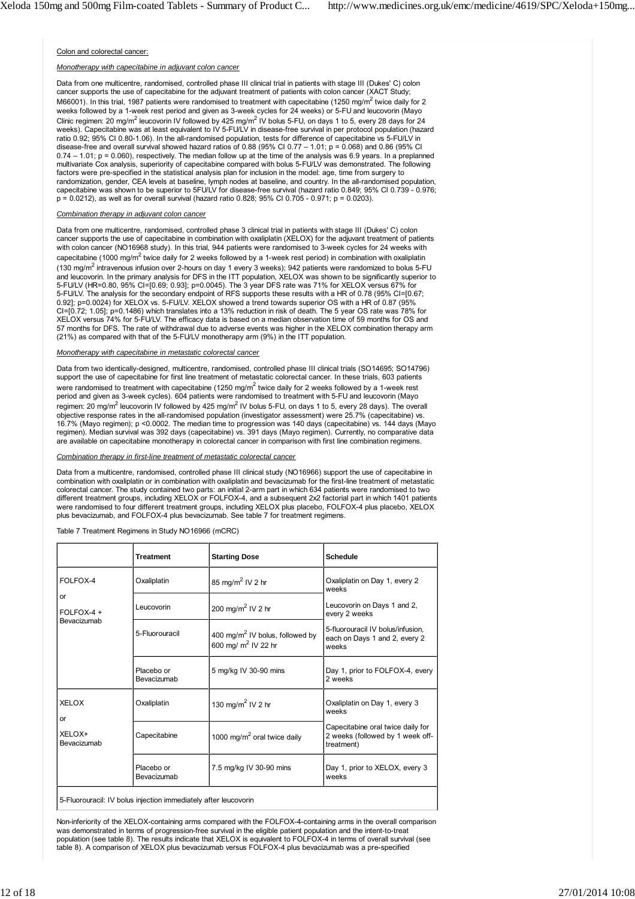Colon and colorectal cancer:

*Monotherapy with capecitabine in adjuvant colon cancer*

Data from one multicentre, randomised, controlled phase III clinical trial in patients with stage III (Dukes' C) colon cancer supports the use of capecitabine for the adjuvant treatment of patients with colon cancer (XACT Study; M66001). In this trial, 1987 patients were randomised to treatment with capecitabine (1250 mg/m$^2$ twice daily for 2 weeks followed by a 1-week rest period and given as 3-week cycles for 24 weeks) or 5-FU and leucovorin (Mayo Clinic regimen: 20 mg/m$^2$ leucovorin IV followed by 425 mg/m$^2$ IV bolus 5-FU, on days 1 to 5, every 28 days for 24 weeks). Capecitabine was at least equivalent to IV 5-FU/LV in disease-free survival in per protocol population (hazard ratio 0.92; 95% CI 0.80-1.06). In the all-randomised population, tests for difference of capecitabine vs 5-FU/LV in disease-free and overall survival showed hazard ratios of 0.88 (95% CI 0.77 – 1.01; p = 0.068) and 0.86 (95% CI 0.74 – 1.01; p = 0.060), respectively. The median follow up at the time of the analysis was 6.9 years. In a preplanned multivariate Cox analysis, superiority of capecitabine compared with bolus 5-FU/LV was demonstrated. The following factors were pre-specified in the statistical analysis plan for inclusion in the model: age, time from surgery to randomization, gender, CEA levels at baseline, lymph nodes at baseline, and country. In the all-randomised population, capecitabine was shown to be superior to 5FU/LV for disease-free survival (hazard ratio 0.849; 95% CI 0.739 - 0.976; p = 0.0212), as well as for overall survival (hazard ratio 0.828; 95% CI 0.705 - 0.971; p = 0.0203).

*Combination therapy in adjuvant colon cancer*

Data from one multicentre, randomised, controlled phase 3 clinical trial in patients with stage III (Dukes' C) colon cancer supports the use of capecitabine in combination with oxaliplatin (XELOX) for the adjuvant treatment of patients with colon cancer (NO16968 study). In this trial, 944 patients were randomised to 3-week cycles for 24 weeks with capecitabine (1000 mg/m$^2$ twice daily for 2 weeks followed by a 1-week rest period) in combination with oxaliplatin (130 mg/m$^2$ intravenous infusion over 2-hours on day 1 every 3 weeks); 942 patients were randomized to bolus 5-FU and leucovorin. In the primary analysis for DFS in the ITT population, XELOX was shown to be significantly superior to 5-FU/LV (HR=0.80, 95% CI=[0.69; 0.93]; p=0.0045). The 3 year DFS rate was 71% for XELOX versus 67% for 5-FU/LV. The analysis for the secondary endpoint of RFS supports these results with a HR of 0.78 (95% CI=[0.67; 0.92]; p=0.0024) for XELOX vs. 5-FU/LV. XELOX showed a trend towards superior OS with a HR of 0.87 (95% CI=[0.72; 1.05]; p=0.1486) which translates into a 13% reduction in risk of death. The 5 year OS rate was 78% for XELOX versus 74% for 5-FU/LV. The efficacy data is based on a median observation time of 59 months for OS and 57 months for DFS. The rate of withdrawal due to adverse events was higher in the XELOX combination therapy arm (21%) as compared with that of the 5-FU/LV monotherapy arm (9%) in the ITT population.

*Monotherapy with capecitabine in metastatic colorectal cancer*

Data from two identically-designed, multicentre, randomised, controlled phase III clinical trials (SO14695; SO14796) support the use of capecitabine for first line treatment of metastatic colorectal cancer. In these trials, 603 patients were randomised to treatment with capecitabine (1250 mg/m$^2$ twice daily for 2 weeks followed by a 1-week rest period and given as 3-week cycles). 604 patients were randomised to treatment with 5-FU and leucovorin (Mayo regimen: 20 mg/m$^2$ leucovorin IV followed by 425 mg/m$^2$ IV bolus 5-FU, on days 1 to 5, every 28 days). The overall objective response rates in the all-randomised population (investigator assessment) were 25.7% (capecitabine) vs. 16.7% (Mayo regimen); p <0.0002. The median time to progression was 140 days (capecitabine) vs. 144 days (Mayo regimen). Median survival was 392 days (capecitabine) vs. 391 days (Mayo regimen). Currently, no comparative data are available on capecitabine monotherapy in colorectal cancer in comparison with first line combination regimens.

*Combination therapy in first-line treatment of metastatic colorectal cancer*

Data from a multicentre, randomised, controlled phase III clinical study (NO16966) support the use of capecitabine in combination with oxaliplatin or in combination with oxaliplatin and bevacizumab for the first-line treatment of metastatic colorectal cancer. The study contained two parts: an initial 2-arm part in which 634 patients were randomised to two different treatment groups, including XELOX or FOLFOX-4, and a subsequent 2x2 factorial part in which 1401 patients were randomised to four different treatment groups, including XELOX plus placebo, FOLFOX-4 plus placebo, XELOX plus bevacizumab, and FOLFOX-4 plus bevacizumab. See table 7 for treatment regimens.

Table 7 Treatment Regimens in Study NO16966 (mCRC)

| | Treatment | Starting Dose | Schedule |
|---|---|---|---|
| FOLFOX-4 or FOLFOX-4 + Bevacizumab | Oxaliplatin | 85 mg/m$^2$ IV 2 hr | Oxaliplatin on Day 1, every 2 weeks |
| | Leucovorin | 200 mg/m$^2$ IV 2 hr | Leucovorin on Days 1 and 2, every 2 weeks |
| | 5-Fluorouracil | 400 mg/m$^2$ IV bolus, followed by 600 mg/ m$^2$ IV 22 hr | 5-fluorouracil IV bolus/infusion, each on Days 1 and 2, every 2 weeks |
| | Placebo or Bevacizumab | 5 mg/kg IV 30-90 mins | Day 1, prior to FOLFOX-4, every 2 weeks |
| XELOX or XELOX+ Bevacizumab | Oxaliplatin | 130 mg/m$^2$ IV 2 hr | Oxaliplatin on Day 1, every 3 weeks |
| | Capecitabine | 1000 mg/m$^2$ oral twice daily | Capecitabine oral twice daily for 2 weeks (followed by 1 week off-treatment) |
| | Placebo or Bevacizumab | 7.5 mg/kg IV 30-90 mins | Day 1, prior to XELOX, every 3 weeks |
| 5-Fluorouracil: IV bolus injection immediately after leucovorin | | | |

Non-inferiority of the XELOX-containing arms compared with the FOLFOX-4-containing arms in the overall comparison was demonstrated in terms of progression-free survival in the eligible patient population and the intent-to-treat population (see table 8). The results indicate that XELOX is equivalent to FOLFOX-4 in terms of overall survival (see table 8). A comparison of XELOX plus bevacizumab versus FOLFOX-4 plus bevacizumab was a pre-specified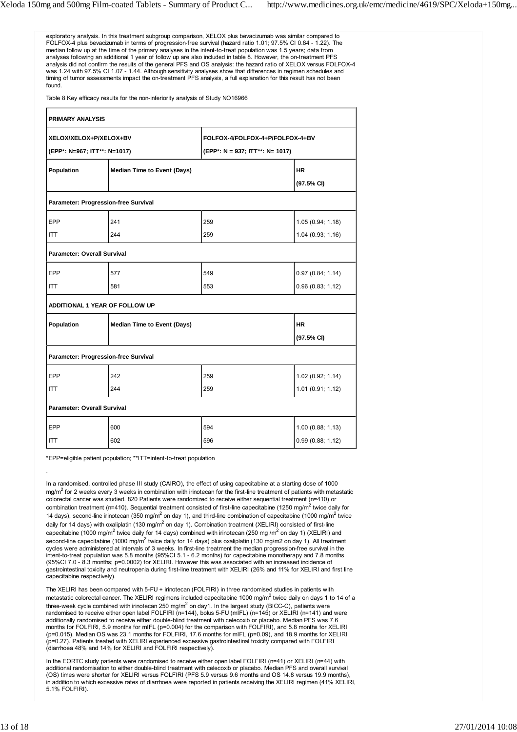exploratory analysis. In this treatment subgroup comparison, XELOX plus bevacizumab was similar compared to FOLFOX-4 plus bevacizumab in terms of progression-free survival (hazard ratio 1.01; 97.5% CI 0.84 - 1.22). The median follow up at the time of the primary analyses in the intent-to-treat population was 1.5 years; data from analyses following an additional 1 year of follow up are also included in table 8. However, the on-treatment PFS analysis did not confirm the results of the general PFS and OS analysis: the hazard ratio of XELOX versus FOLFOX-4 was 1.24 with 97.5% CI 1.07 - 1.44. Although sensitivity analyses show that differences in regimen schedules and timing of tumor assessments impact the on-treatment PFS analysis, a full explanation for this result has not been found.

Table 8 Key efficacy results for the non-inferiority analysis of Study NO16966

| | | | |
|---|---|---|---|
| **PRIMARY ANALYSIS** | | | |
| **XELOX/XELOX+P/XELOX+BV** (EPP*: N=967; ITT**: N=1017) | | **FOLFOX-4/FOLFOX-4+P/FOLFOX-4+BV** (EPP*: N = 937; ITT**: N= 1017) | |
| **Population** | **Median Time to Event (Days)** | | **HR** (97.5% CI) |
| **Parameter: Progression-free Survival** | | | |
| EPP | 241 | 259 | 1.05 (0.94; 1.18) |
| ITT | 244 | 259 | 1.04 (0.93; 1.16) |
| **Parameter: Overall Survival** | | | |
| EPP | 577 | 549 | 0.97 (0.84; 1.14) |
| ITT | 581 | 553 | 0.96 (0.83; 1.12) |
| **ADDITIONAL 1 YEAR OF FOLLOW UP** | | | |
| **Population** | **Median Time to Event (Days)** | | **HR** (97.5% CI) |
| **Parameter: Progression-free Survival** | | | |
| EPP | 242 | 259 | 1.02 (0.92; 1.14) |
| ITT | 244 | 259 | 1.01 (0.91; 1.12) |
| **Parameter: Overall Survival** | | | |
| EPP | 600 | 594 | 1.00 (0.88; 1.13) |
| ITT | 602 | 596 | 0.99 (0.88; 1.12) |

*EPP=eligible patient population; **ITT=intent-to-treat population

.

In a randomised, controlled phase III study (CAIRO), the effect of using capecitabine at a starting dose of 1000 mg/m$^2$ for 2 weeks every 3 weeks in combination with irinotecan for the first-line treatment of patients with metastatic colorectal cancer was studied. 820 Patients were randomized to receive either sequential treatment (n=410) or combination treatment (n=410). Sequential treatment consisted of first-line capecitabine (1250 mg/m$^2$ twice daily for 14 days), second-line irinotecan (350 mg/m$^2$ on day 1), and third-line combination of capecitabine (1000 mg/m$^2$ twice daily for 14 days) with oxaliplatin (130 mg/m$^2$ on day 1). Combination treatment (XELIRI) consisted of first-line capecitabine (1000 mg/m$^2$ twice daily for 14 days) combined with irinotecan (250 mg /m$^2$ on day 1) (XELIRI) and second-line capecitabine (1000 mg/m$^2$ twice daily for 14 days) plus oxaliplatin (130 mg/m2 on day 1). All treatment cycles were administered at intervals of 3 weeks. In first-line treatment the median progression-free survival in the intent-to-treat population was 5.8 months (95%CI 5.1 - 6.2 months) for capecitabine monotherapy and 7.8 months (95%CI 7.0 - 8.3 months; p=0.0002) for XELIRI. However this was associated with an increased incidence of gastrointestinal toxicity and neutropenia during first-line treatment with XELIRI (26% and 11% for XELIRI and first line capecitabine respectively).

The XELIRI has been compared with 5-FU + irinotecan (FOLFIRI) in three randomised studies in patients with metastatic colorectal cancer. The XELIRI regimens included capecitabine 1000 mg/m$^2$ twice daily on days 1 to 14 of a three-week cycle combined with irinotecan 250 mg/m$^2$ on day1. In the largest study (BICC-C), patients were randomised to receive either open label FOLFIRI (n=144), bolus 5-FU (mIFL) (n=145) or XELIRI (n=141) and were additionally randomised to receive either double-blind treatment with celecoxib or placebo. Median PFS was 7.6 months for FOLFIRI, 5.9 months for mIFL (p=0.004) for the comparison with FOLFIRI), and 5.8 months for XELIRI (p=0.015). Median OS was 23.1 months for FOLFIRI, 17.6 months for mIFL (p=0.09), and 18.9 months for XELIRI (p=0.27). Patients treated with XELIRI experienced excessive gastrointestinal toxicity compared with FOLFIRI (diarrhoea 48% and 14% for XELIRI and FOLFIRI respectively).

In the EORTC study patients were randomised to receive either open label FOLFIRI (n=41) or XELIRI (n=44) with additional randomisation to either double-blind treatment with celecoxib or placebo. Median PFS and overall survival (OS) times were shorter for XELIRI versus FOLFIRI (PFS 5.9 versus 9.6 months and OS 14.8 versus 19.9 months), in addition to which excessive rates of diarrhoea were reported in patients receiving the XELIRI regimen (41% XELIRI, 5.1% FOLFIRI).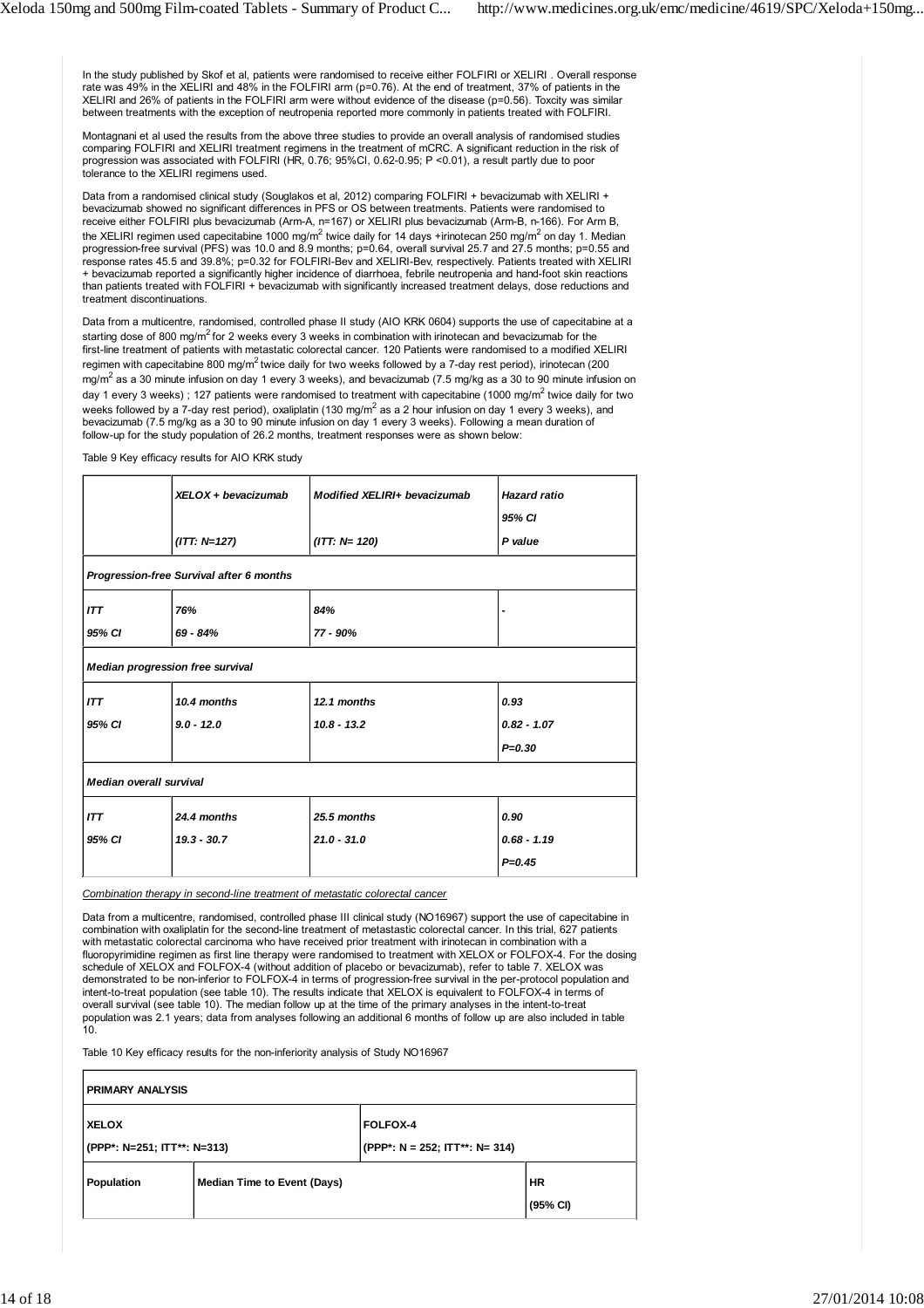In the study published by Skof et al, patients were randomised to receive either FOLFIRI or XELIRI . Overall response rate was 49% in the XELIRI and 48% in the FOLFIRI arm (p=0.76). At the end of treatment, 37% of patients in the XELIRI and 26% of patients in the FOLFIRI arm were without evidence of the disease (p=0.56). Toxcity was similar between treatments with the exception of neutropenia reported more commonly in patients treated with FOLFIRI.

Montagnani et al used the results from the above three studies to provide an overall analysis of randomised studies comparing FOLFIRI and XELIRI treatment regimens in the treatment of mCRC. A significant reduction in the risk of progression was associated with FOLFIRI (HR, 0.76; 95%CI, 0.62-0.95; P <0.01), a result partly due to poor tolerance to the XELIRI regimens used.

Data from a randomised clinical study (Souglakos et al, 2012) comparing FOLFIRI + bevacizumab with XELIRI + bevacizumab showed no significant differences in PFS or OS between treatments. Patients were randomised to receive either FOLFIRI plus bevacizumab (Arm-A, n=167) or XELIRI plus bevacizumab (Arm-B, n-166). For Arm B, the XELIRI regimen used capecitabine 1000 mg/m$^2$ twice daily for 14 days +irinotecan 250 mg/m$^2$ on day 1. Median progression-free survival (PFS) was 10.0 and 8.9 months; p=0.64, overall survival 25.7 and 27.5 months; p=0.55 and response rates 45.5 and 39.8%; p=0.32 for FOLFIRI-Bev and XELIRI-Bev, respectively. Patients treated with XELIRI + bevacizumab reported a significantly higher incidence of diarrhoea, febrile neutropenia and hand-foot skin reactions than patients treated with FOLFIRI + bevacizumab with significantly increased treatment delays, dose reductions and treatment discontinuations.

Data from a multicentre, randomised, controlled phase II study (AIO KRK 0604) supports the use of capecitabine at a starting dose of 800 mg/m$^2$ for 2 weeks every 3 weeks in combination with irinotecan and bevacizumab for the first-line treatment of patients with metastatic colorectal cancer. 120 Patients were randomised to a modified XELIRI regimen with capecitabine 800 mg/m$^2$ twice daily for two weeks followed by a 7-day rest period), irinotecan (200 mg/m$^2$ as a 30 minute infusion on day 1 every 3 weeks), and bevacizumab (7.5 mg/kg as a 30 to 90 minute infusion on day 1 every 3 weeks) ; 127 patients were randomised to treatment with capecitabine (1000 mg/m$^2$ twice daily for two weeks followed by a 7-day rest period), oxaliplatin (130 mg/m$^2$ as a 2 hour infusion on day 1 every 3 weeks), and bevacizumab (7.5 mg/kg as a 30 to 90 minute infusion on day 1 every 3 weeks). Following a mean duration of follow-up for the study population of 26.2 months, treatment responses were as shown below:

Table 9 Key efficacy results for AIO KRK study

| | *XELOX + bevacizumab (ITT: N=127)* | *Modified XELIRI+ bevacizumab (ITT: N= 120)* | *Hazard ratio 95% CI P value* |
|---|---|---|---|
| ***Progression-free Survival after 6 months*** | | | |
| *ITT* | *76%* | *84%* | *-* |
| *95% CI* | *69 - 84%* | *77 - 90%* | |
| ***Median progression free survival*** | | | |
| *ITT* | *10.4 months* | *12.1 months* | *0.93* |
| *95% CI* | *9.0 - 12.0* | *10.8 - 13.2* | *0.82 - 1.07 P=0.30* |
| ***Median overall survival*** | | | |
| *ITT* | *24.4 months* | *25.5 months* | *0.90* |
| *95% CI* | *19.3 - 30.7* | *21.0 - 31.0* | *0.68 - 1.19 P=0.45* |

*Combination therapy in second-line treatment of metastatic colorectal cancer*

Data from a multicentre, randomised, controlled phase III clinical study (NO16967) support the use of capecitabine in combination with oxaliplatin for the second-line treatment of metastatic colorectal cancer. In this trial, 627 patients with metastatic colorectal carcinoma who have received prior treatment with irinotecan in combination with a fluoropyrimidine regimen as first line therapy were randomised to treatment with XELOX or FOLFOX-4. For the dosing schedule of XELOX and FOLFOX-4 (without addition of placebo or bevacizumab), refer to table 7. XELOX was demonstrated to be non-inferior to FOLFOX-4 in terms of progression-free survival in the per-protocol population and intent-to-treat population (see table 10). The results indicate that XELOX is equivalent to FOLFOX-4 in terms of overall survival (see table 10). The median follow up at the time of the primary analyses in the intent-to-treat population was 2.1 years; data from analyses following an additional 6 months of follow up are also included in table 10.

Table 10 Key efficacy results for the non-inferiority analysis of Study NO16967

| **PRIMARY ANALYSIS** | | | |
|---|---|---|---|
| **XELOX (PPP*: N=251; ITT**: N=313)** | | **FOLFOX-4 (PPP*: N = 252; ITT**: N= 314)** | |
| **Population** | **Median Time to Event (Days)** | | **HR (95% CI)** |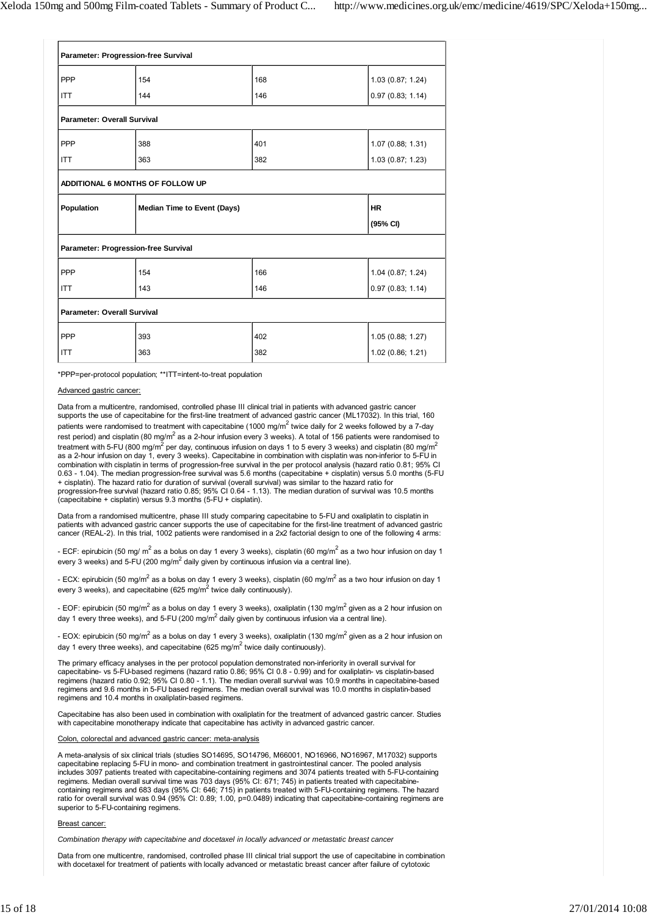| Parameter: Progression-free Survival | | | |
|---|---|---|---|
| PPP | 154 | 168 | 1.03 (0.87; 1.24) |
| ITT | 144 | 146 | 0.97 (0.83; 1.14) |
| **Parameter: Overall Survival** | | | |
| PPP | 388 | 401 | 1.07 (0.88; 1.31) |
| ITT | 363 | 382 | 1.03 (0.87; 1.23) |
| **ADDITIONAL 6 MONTHS OF FOLLOW UP** | | | |
| **Population** | **Median Time to Event (Days)** | | **HR (95% CI)** |
| **Parameter: Progression-free Survival** | | | |
| PPP | 154 | 166 | 1.04 (0.87; 1.24) |
| ITT | 143 | 146 | 0.97 (0.83; 1.14) |
| **Parameter: Overall Survival** | | | |
| PPP | 393 | 402 | 1.05 (0.88; 1.27) |
| ITT | 363 | 382 | 1.02 (0.86; 1.21) |

*PPP=per-protocol population; **ITT=intent-to-treat population

Advanced gastric cancer:

Data from a multicentre, randomised, controlled phase III clinical trial in patients with advanced gastric cancer supports the use of capecitabine for the first-line treatment of advanced gastric cancer (ML17032). In this trial, 160 patients were randomised to treatment with capecitabine (1000 mg/m$^2$ twice daily for 2 weeks followed by a 7-day rest period) and cisplatin (80 mg/m$^2$ as a 2-hour infusion every 3 weeks). A total of 156 patients were randomised to treatment with 5-FU (800 mg/m$^2$ per day, continuous infusion on days 1 to 5 every 3 weeks) and cisplatin (80 mg/m$^2$ as a 2-hour infusion on day 1, every 3 weeks). Capecitabine in combination with cisplatin was non-inferior to 5-FU in combination with cisplatin in terms of progression-free survival in the per protocol analysis (hazard ratio 0.81; 95% CI 0.63 - 1.04). The median progression-free survival was 5.6 months (capecitabine + cisplatin) versus 5.0 months (5-FU + cisplatin). The hazard ratio for duration of survival (overall survival) was similar to the hazard ratio for progression-free survival (hazard ratio 0.85; 95% CI 0.64 - 1.13). The median duration of survival was 10.5 months (capecitabine + cisplatin) versus 9.3 months (5-FU + cisplatin).

Data from a randomised multicentre, phase III study comparing capecitabine to 5-FU and oxaliplatin to cisplatin in patients with advanced gastric cancer supports the use of capecitabine for the first-line treatment of advanced gastric cancer (REAL-2). In this trial, 1002 patients were randomised in a 2x2 factorial design to one of the following 4 arms:

- ECF: epirubicin (50 mg/ m$^2$ as a bolus on day 1 every 3 weeks), cisplatin (60 mg/m$^2$ as a two hour infusion on day 1 every 3 weeks) and 5-FU (200 mg/m$^2$ daily given by continuous infusion via a central line).

- ECX: epirubicin (50 mg/m$^2$ as a bolus on day 1 every 3 weeks), cisplatin (60 mg/m$^2$ as a two hour infusion on day 1 every 3 weeks), and capecitabine (625 mg/m$^2$ twice daily continuously).

- EOF: epirubicin (50 mg/m$^2$ as a bolus on day 1 every 3 weeks), oxaliplatin (130 mg/m$^2$ given as a 2 hour infusion on day 1 every three weeks), and 5-FU (200 mg/m$^2$ daily given by continuous infusion via a central line).

- EOX: epirubicin (50 mg/m$^2$ as a bolus on day 1 every 3 weeks), oxaliplatin (130 mg/m$^2$ given as a 2 hour infusion on day 1 every three weeks), and capecitabine (625 mg/m$^2$ twice daily continuously).

The primary efficacy analyses in the per protocol population demonstrated non-inferiority in overall survival for capecitabine- vs 5-FU-based regimens (hazard ratio 0.86; 95% CI 0.8 - 0.99) and for oxaliplatin- vs cisplatin-based regimens (hazard ratio 0.92; 95% CI 0.80 - 1.1). The median overall survival was 10.9 months in capecitabine-based regimens and 9.6 months in 5-FU based regimens. The median overall survival was 10.0 months in cisplatin-based regimens and 10.4 months in oxaliplatin-based regimens.

Capecitabine has also been used in combination with oxaliplatin for the treatment of advanced gastric cancer. Studies with capecitabine monotherapy indicate that capecitabine has activity in advanced gastric cancer.

Colon, colorectal and advanced gastric cancer: meta-analysis

A meta-analysis of six clinical trials (studies SO14695, SO14796, M66001, NO16966, NO16967, M17032) supports capecitabine replacing 5-FU in mono- and combination treatment in gastrointestinal cancer. The pooled analysis includes 3097 patients treated with capecitabine-containing regimens and 3074 patients treated with 5-FU-containing regimens. Median overall survival time was 703 days (95% CI: 671; 745) in patients treated with capecitabine-containing regimens and 683 days (95% CI: 646; 715) in patients treated with 5-FU-containing regimens. The hazard ratio for overall survival was 0.94 (95% CI: 0.89; 1.00, $p=0.0489$) indicating that capecitabine-containing regimens are superior to 5-FU-containing regimens.

Breast cancer:

*Combination therapy with capecitabine and docetaxel in locally advanced or metastatic breast cancer*

Data from one multicentre, randomised, controlled phase III clinical trial support the use of capecitabine in combination with docetaxel for treatment of patients with locally advanced or metastatic breast cancer after failure of cytotoxic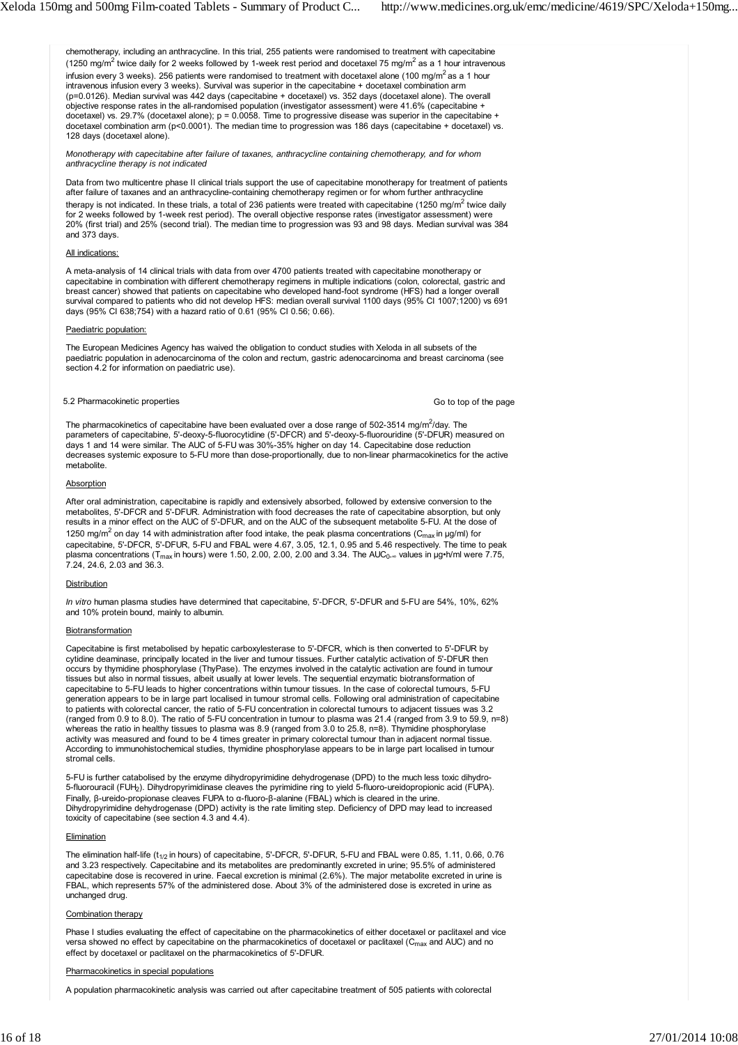chemotherapy, including an anthracycline. In this trial, 255 patients were randomised to treatment with capecitabine (1250 mg/m$^2$ twice daily for 2 weeks followed by 1-week rest period and docetaxel 75 mg/m$^2$ as a 1 hour intravenous infusion every 3 weeks). 256 patients were randomised to treatment with docetaxel alone (100 mg/m$^2$ as a 1 hour intravenous infusion every 3 weeks). Survival was superior in the capecitabine + docetaxel combination arm (p=0.0126). Median survival was 442 days (capecitabine + docetaxel) vs. 352 days (docetaxel alone). The overall objective response rates in the all-randomised population (investigator assessment) were 41.6% (capecitabine + docetaxel) vs. 29.7% (docetaxel alone); p = 0.0058. Time to progressive disease was superior in the capecitabine + docetaxel combination arm (p<0.0001). The median time to progression was 186 days (capecitabine + docetaxel) vs. 128 days (docetaxel alone).

*Monotherapy with capecitabine after failure of taxanes, anthracycline containing chemotherapy, and for whom anthracycline therapy is not indicated*

Data from two multicentre phase II clinical trials support the use of capecitabine monotherapy for treatment of patients after failure of taxanes and an anthracycline-containing chemotherapy regimen or for whom further anthracycline therapy is not indicated. In these trials, a total of 236 patients were treated with capecitabine (1250 mg/m$^2$ twice daily for 2 weeks followed by 1-week rest period). The overall objective response rates (investigator assessment) were 20% (first trial) and 25% (second trial). The median time to progression was 93 and 98 days. Median survival was 384 and 373 days.

All indications:

A meta-analysis of 14 clinical trials with data from over 4700 patients treated with capecitabine monotherapy or capecitabine in combination with different chemotherapy regimens in multiple indications (colon, colorectal, gastric and breast cancer) showed that patients on capecitabine who developed hand-foot syndrome (HFS) had a longer overall survival compared to patients who did not develop HFS: median overall survival 1100 days (95% CI 1007;1200) vs 691 days (95% CI 638;754) with a hazard ratio of 0.61 (95% CI 0.56; 0.66).

Paediatric population:

The European Medicines Agency has waived the obligation to conduct studies with Xeloda in all subsets of the paediatric population in adenocarcinoma of the colon and rectum, gastric adenocarcinoma and breast carcinoma (see section 4.2 for information on paediatric use).

## 5.2 Pharmacokinetic properties

The pharmacokinetics of capecitabine have been evaluated over a dose range of 502-3514 mg/m$^2$/day. The parameters of capecitabine, 5'-deoxy-5-fluorocytidine (5'-DFCR) and 5'-deoxy-5-fluorouridine (5'-DFUR) measured on days 1 and 14 were similar. The AUC of 5-FU was 30%-35% higher on day 14. Capecitabine dose reduction decreases systemic exposure to 5-FU more than dose-proportionally, due to non-linear pharmacokinetics for the active metabolite.

Absorption

After oral administration, capecitabine is rapidly and extensively absorbed, followed by extensive conversion to the metabolites, 5'-DFCR and 5'-DFUR. Administration with food decreases the rate of capecitabine absorption, but only results in a minor effect on the AUC of 5'-DFUR, and on the AUC of the subsequent metabolite 5-FU. At the dose of 1250 mg/m$^2$ on day 14 with administration after food intake, the peak plasma concentrations ($C_{max}$ in µg/ml) for capecitabine, 5'-DFCR, 5'-DFUR, 5-FU and FBAL were 4.67, 3.05, 12.1, 0.95 and 5.46 respectively. The time to peak plasma concentrations ($T_{max}$ in hours) were 1.50, 2.00, 2.00, 2.00 and 3.34. The $AUC_{0-\infty}$ values in µg•h/ml were 7.75, 7.24, 24.6, 2.03 and 36.3.

Distribution

*In vitro* human plasma studies have determined that capecitabine, 5'-DFCR, 5'-DFUR and 5-FU are 54%, 10%, 62% and 10% protein bound, mainly to albumin.

Biotransformation

Capecitabine is first metabolised by hepatic carboxylesterase to 5'-DFCR, which is then converted to 5'-DFUR by cytidine deaminase, principally located in the liver and tumour tissues. Further catalytic activation of 5'-DFUR then occurs by thymidine phosphorylase (ThyPase). The enzymes involved in the catalytic activation are found in tumour tissues but also in normal tissues, albeit usually at lower levels. The sequential enzymatic biotransformation of capecitabine to 5-FU leads to higher concentrations within tumour tissues. In the case of colorectal tumours, 5-FU generation appears to be in large part localised in tumour stromal cells. Following oral administration of capecitabine to patients with colorectal cancer, the ratio of 5-FU concentration in colorectal tumours to adjacent tissues was 3.2 (ranged from 0.9 to 8.0). The ratio of 5-FU concentration in tumour to plasma was 21.4 (ranged from 3.9 to 59.9, n=8) whereas the ratio in healthy tissues to plasma was 8.9 (ranged from 3.0 to 25.8, n=8). Thymidine phosphorylase activity was measured and found to be 4 times greater in primary colorectal tumour than in adjacent normal tissue. According to immunohistochemical studies, thymidine phosphorylase appears to be in large part localised in tumour stromal cells.

5-FU is further catabolised by the enzyme dihydropyrimidine dehydrogenase (DPD) to the much less toxic dihydro-5-fluorouracil ($FUH_2$). Dihydropyrimidinase cleaves the pyrimidine ring to yield 5-fluoro-ureidopropionic acid (FUPA). Finally, β-ureido-propionase cleaves FUPA to α-fluoro-β-alanine (FBAL) which is cleared in the urine. Dihydropyrimidine dehydrogenase (DPD) activity is the rate limiting step. Deficiency of DPD may lead to increased toxicity of capecitabine (see section 4.3 and 4.4).

Elimination

The elimination half-life ($t_{1/2}$ in hours) of capecitabine, 5'-DFCR, 5'-DFUR, 5-FU and FBAL were 0.85, 1.11, 0.66, 0.76 and 3.23 respectively. Capecitabine and its metabolites are predominantly excreted in urine; 95.5% of administered capecitabine dose is recovered in urine. Faecal excretion is minimal (2.6%). The major metabolite excreted in urine is FBAL, which represents 57% of the administered dose. About 3% of the administered dose is excreted in urine as unchanged drug.

Combination therapy

Phase I studies evaluating the effect of capecitabine on the pharmacokinetics of either docetaxel or paclitaxel and vice versa showed no effect by capecitabine on the pharmacokinetics of docetaxel or paclitaxel ($C_{max}$ and AUC) and no effect by docetaxel or paclitaxel on the pharmacokinetics of 5'-DFUR.

Pharmacokinetics in special populations

A population pharmacokinetic analysis was carried out after capecitabine treatment of 505 patients with colorectal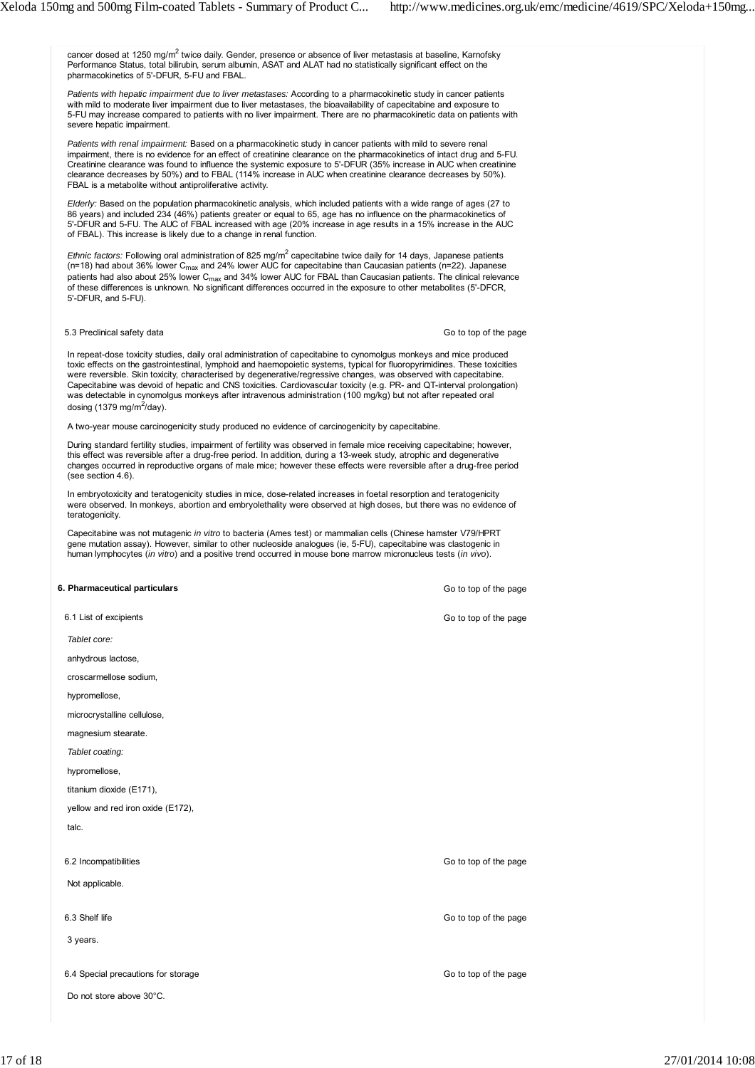cancer dosed at 1250 mg/m$^2$ twice daily. Gender, presence or absence of liver metastasis at baseline, Karnofsky Performance Status, total bilirubin, serum albumin, ASAT and ALAT had no statistically significant effect on the pharmacokinetics of 5'-DFUR, 5-FU and FBAL.

*Patients with hepatic impairment due to liver metastases:* According to a pharmacokinetic study in cancer patients with mild to moderate liver impairment due to liver metastases, the bioavailability of capecitabine and exposure to 5-FU may increase compared to patients with no liver impairment. There are no pharmacokinetic data on patients with severe hepatic impairment.

*Patients with renal impairment:* Based on a pharmacokinetic study in cancer patients with mild to severe renal impairment, there is no evidence for an effect of creatinine clearance on the pharmacokinetics of intact drug and 5-FU. Creatinine clearance was found to influence the systemic exposure to 5'-DFUR (35% increase in AUC when creatinine clearance decreases by 50%) and to FBAL (114% increase in AUC when creatinine clearance decreases by 50%). FBAL is a metabolite without antiproliferative activity.

*Elderly:* Based on the population pharmacokinetic analysis, which included patients with a wide range of ages (27 to 86 years) and included 234 (46%) patients greater or equal to 65, age has no influence on the pharmacokinetics of 5'-DFUR and 5-FU. The AUC of FBAL increased with age (20% increase in age results in a 15% increase in the AUC of FBAL). This increase is likely due to a change in renal function.

*Ethnic factors:* Following oral administration of 825 mg/m$^2$ capecitabine twice daily for 14 days, Japanese patients (n=18) had about 36% lower $C_{max}$ and 24% lower AUC for capecitabine than Caucasian patients (n=22). Japanese patients had also about 25% lower $C_{max}$ and 34% lower AUC for FBAL than Caucasian patients. The clinical relevance of these differences is unknown. No significant differences occurred in the exposure to other metabolites (5'-DFCR, 5'-DFUR, and 5-FU).

### 5.3 Preclinical safety data

In repeat-dose toxicity studies, daily oral administration of capecitabine to cynomolgus monkeys and mice produced toxic effects on the gastrointestinal, lymphoid and haemopoietic systems, typical for fluoropyrimidines. These toxicities were reversible. Skin toxicity, characterised by degenerative/regressive changes, was observed with capecitabine. Capecitabine was devoid of hepatic and CNS toxicities. Cardiovascular toxicity (e.g. PR- and QT-interval prolongation) was detectable in cynomolgus monkeys after intravenous administration (100 mg/kg) but not after repeated oral dosing (1379 mg/m$^2$/day).

A two-year mouse carcinogenicity study produced no evidence of carcinogenicity by capecitabine.

During standard fertility studies, impairment of fertility was observed in female mice receiving capecitabine; however, this effect was reversible after a drug-free period. In addition, during a 13-week study, atrophic and degenerative changes occurred in reproductive organs of male mice; however these effects were reversible after a drug-free period (see section 4.6).

In embryotoxicity and teratogenicity studies in mice, dose-related increases in foetal resorption and teratogenicity were observed. In monkeys, abortion and embryolethality were observed at high doses, but there was no evidence of teratogenicity.

Capecitabine was not mutagenic *in vitro* to bacteria (Ames test) or mammalian cells (Chinese hamster V79/HPRT gene mutation assay). However, similar to other nucleoside analogues (ie, 5-FU), capecitabine was clastogenic in human lymphocytes (*in vitro*) and a positive trend occurred in mouse bone marrow micronucleus tests (*in vivo*).

## 6. Pharmaceutical particulars

### 6.1 List of excipients

*Tablet core:*

anhydrous lactose,

croscarmellose sodium,

hypromellose,

microcrystalline cellulose,

magnesium stearate.

*Tablet coating:*

hypromellose,

titanium dioxide (E171),

yellow and red iron oxide (E172),

talc.

### 6.2 Incompatibilities

Not applicable.

### 6.3 Shelf life

3 years.

### 6.4 Special precautions for storage

Do not store above 30°C.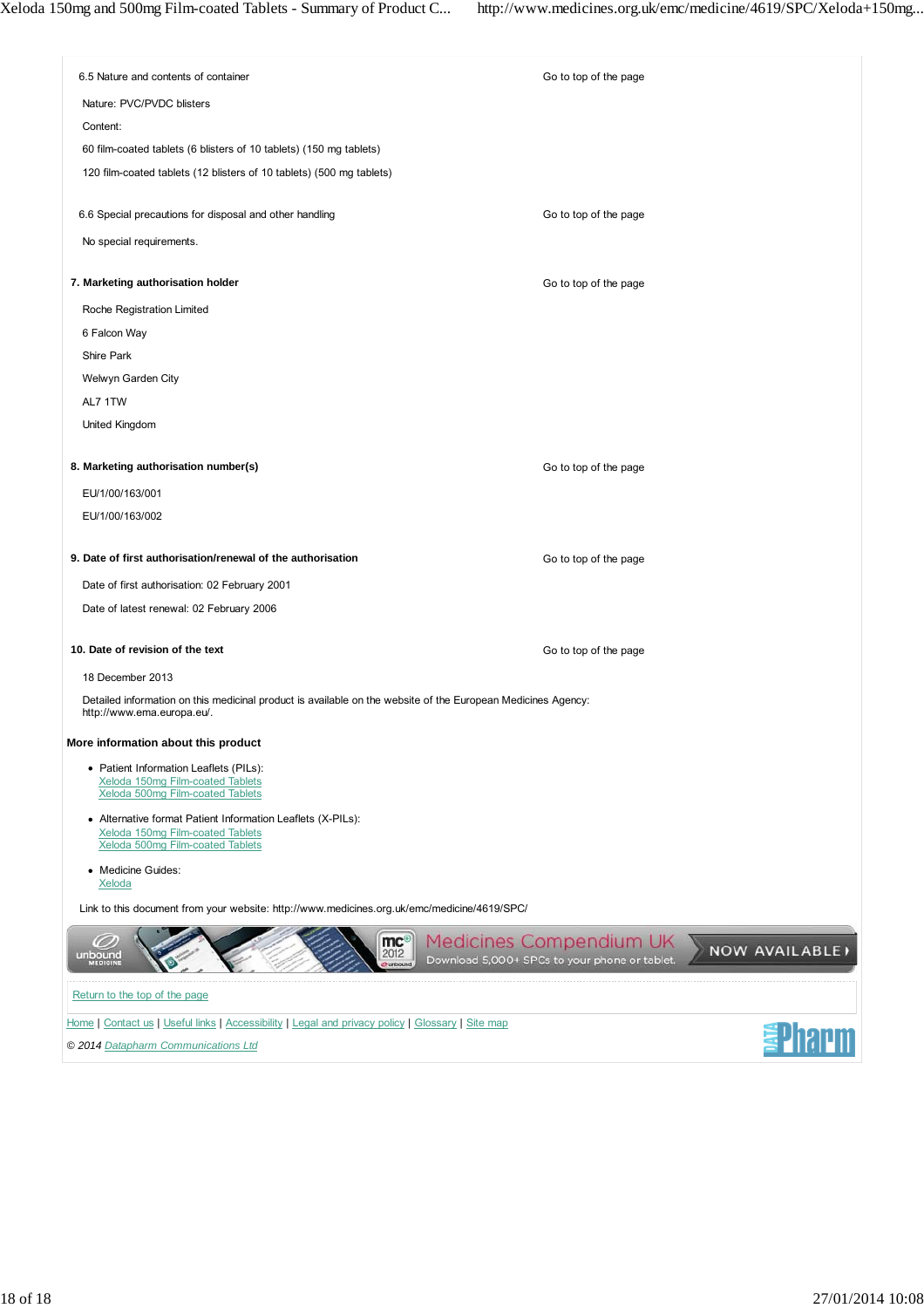6.5 Nature and contents of container

Go to top of the page

Nature: PVC/PVDC blisters

Content:

60 film-coated tablets (6 blisters of 10 tablets) (150 mg tablets)

120 film-coated tablets (12 blisters of 10 tablets) (500 mg tablets)

6.6 Special precautions for disposal and other handling

Go to top of the page

No special requirements.

**7. Marketing authorisation holder**

Go to top of the page

Roche Registration Limited

6 Falcon Way

Shire Park

Welwyn Garden City

AL7 1TW

United Kingdom

**8. Marketing authorisation number(s)**

Go to top of the page

EU/1/00/163/001

EU/1/00/163/002

**9. Date of first authorisation/renewal of the authorisation**

Go to top of the page

Date of first authorisation: 02 February 2001

Date of latest renewal: 02 February 2006

**10. Date of revision of the text**

Go to top of the page

18 December 2013

Detailed information on this medicinal product is available on the website of the European Medicines Agency: http://www.ema.europa.eu/.

**More information about this product**

- Patient Information Leaflets (PILs):
  Xeloda 150mg Film-coated Tablets
  Xeloda 500mg Film-coated Tablets
- Alternative format Patient Information Leaflets (X-PILs):
  Xeloda 150mg Film-coated Tablets
  Xeloda 500mg Film-coated Tablets
- Medicine Guides:
  Xeloda

Link to this document from your website: http://www.medicines.org.uk/emc/medicine/4619/SPC/

Medicines Compendium UK
Download 5,000+ SPCs to your phone or tablet.
NOW AVAILABLE

Return to the top of the page

Home | Contact us | Useful links | Accessibility | Legal and privacy policy | Glossary | Site map

© 2014 Datapharm Communications Ltd